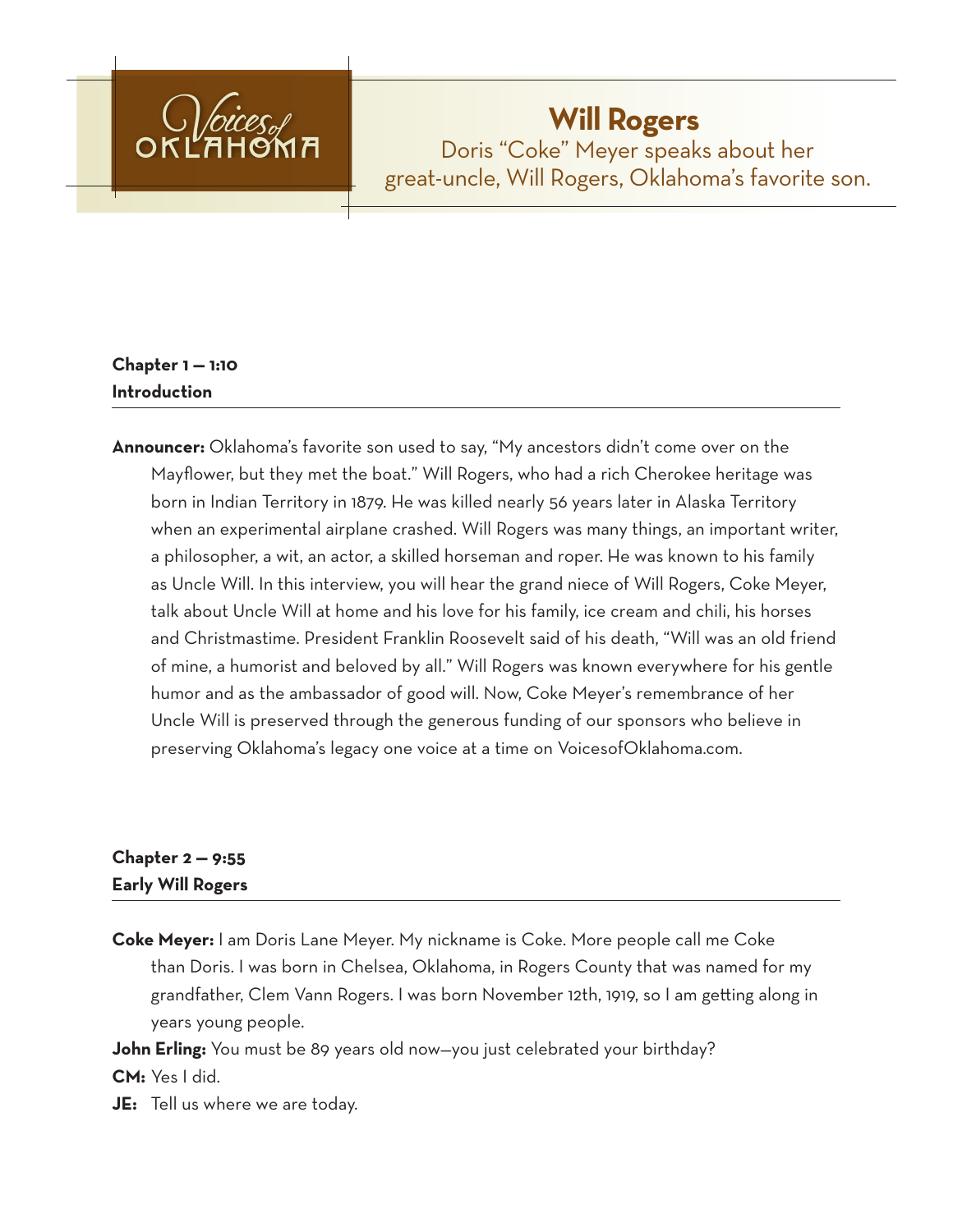# Will Rogers

Doris "Coke" Meyer speaks about her great-uncle, Will Rogers, Oklahoma's favorite son.

**Chapter 1 — 1:10**
**Introduction**

---

**Announcer:** Oklahoma's favorite son used to say, "My ancestors didn't come over on the Mayflower, but they met the boat." Will Rogers, who had a rich Cherokee heritage was born in Indian Territory in 1879. He was killed nearly 56 years later in Alaska Territory when an experimental airplane crashed. Will Rogers was many things, an important writer, a philosopher, a wit, an actor, a skilled horseman and roper. He was known to his family as Uncle Will. In this interview, you will hear the grand niece of Will Rogers, Coke Meyer, talk about Uncle Will at home and his love for his family, ice cream and chili, his horses and Christmastime. President Franklin Roosevelt said of his death, "Will was an old friend of mine, a humorist and beloved by all." Will Rogers was known everywhere for his gentle humor and as the ambassador of good will. Now, Coke Meyer's remembrance of her Uncle Will is preserved through the generous funding of our sponsors who believe in preserving Oklahoma's legacy one voice at a time on VoicesofOklahoma.com.

**Chapter 2 — 9:55**
**Early Will Rogers**

---

**Coke Meyer:** I am Doris Lane Meyer. My nickname is Coke. More people call me Coke than Doris. I was born in Chelsea, Oklahoma, in Rogers County that was named for my grandfather, Clem Vann Rogers. I was born November 12th, 1919, so I am getting along in years young people.

**John Erling:** You must be 89 years old now—you just celebrated your birthday?

**CM:** Yes I did.

**JE:** Tell us where we are today.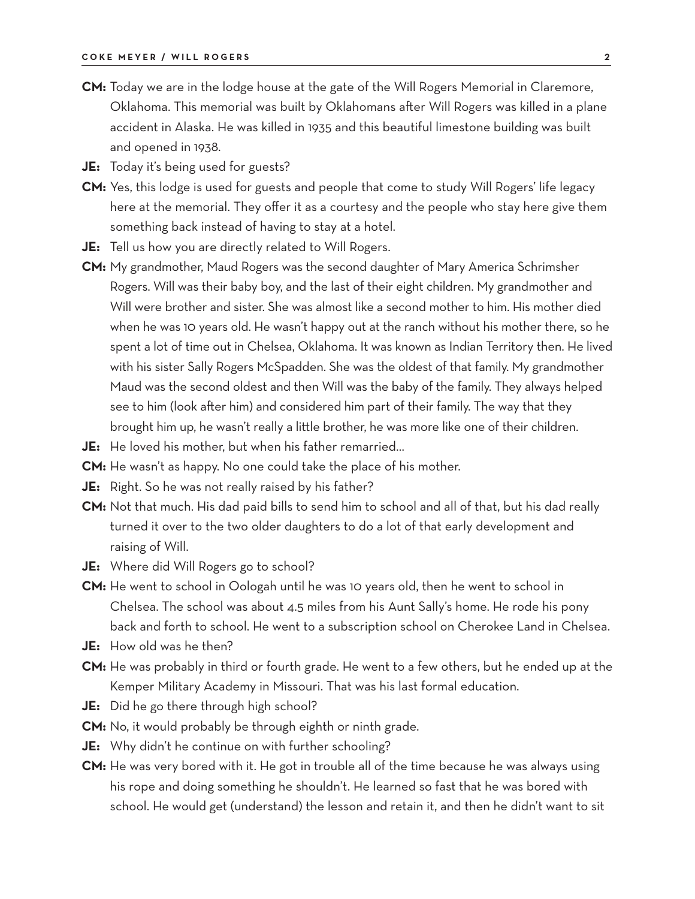**CM:** Today we are in the lodge house at the gate of the Will Rogers Memorial in Claremore, Oklahoma. This memorial was built by Oklahomans after Will Rogers was killed in a plane accident in Alaska. He was killed in 1935 and this beautiful limestone building was built and opened in 1938.

**JE:** Today it's being used for guests?

**CM:** Yes, this lodge is used for guests and people that come to study Will Rogers' life legacy here at the memorial. They offer it as a courtesy and the people who stay here give them something back instead of having to stay at a hotel.

**JE:** Tell us how you are directly related to Will Rogers.

**CM:** My grandmother, Maud Rogers was the second daughter of Mary America Schrimsher Rogers. Will was their baby boy, and the last of their eight children. My grandmother and Will were brother and sister. She was almost like a second mother to him. His mother died when he was 10 years old. He wasn't happy out at the ranch without his mother there, so he spent a lot of time out in Chelsea, Oklahoma. It was known as Indian Territory then. He lived with his sister Sally Rogers McSpadden. She was the oldest of that family. My grandmother Maud was the second oldest and then Will was the baby of the family. They always helped see to him (look after him) and considered him part of their family. The way that they brought him up, he wasn't really a little brother, he was more like one of their children.

**JE:** He loved his mother, but when his father remarried…

**CM:** He wasn't as happy. No one could take the place of his mother.

**JE:** Right. So he was not really raised by his father?

**CM:** Not that much. His dad paid bills to send him to school and all of that, but his dad really turned it over to the two older daughters to do a lot of that early development and raising of Will.

**JE:** Where did Will Rogers go to school?

**CM:** He went to school in Oologah until he was 10 years old, then he went to school in Chelsea. The school was about 4.5 miles from his Aunt Sally's home. He rode his pony back and forth to school. He went to a subscription school on Cherokee Land in Chelsea.

**JE:** How old was he then?

**CM:** He was probably in third or fourth grade. He went to a few others, but he ended up at the Kemper Military Academy in Missouri. That was his last formal education.

**JE:** Did he go there through high school?

**CM:** No, it would probably be through eighth or ninth grade.

**JE:** Why didn't he continue on with further schooling?

**CM:** He was very bored with it. He got in trouble all of the time because he was always using his rope and doing something he shouldn't. He learned so fast that he was bored with school. He would get (understand) the lesson and retain it, and then he didn't want to sit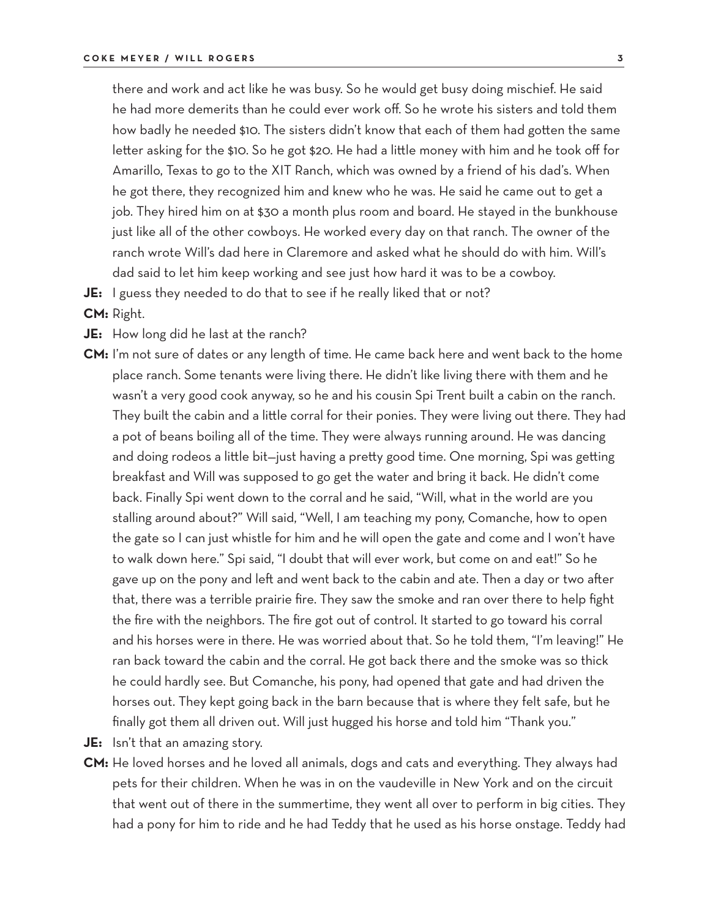there and work and act like he was busy. So he would get busy doing mischief. He said he had more demerits than he could ever work off. So he wrote his sisters and told them how badly he needed $10. The sisters didn't know that each of them had gotten the same letter asking for the $10. So he got $20. He had a little money with him and he took off for Amarillo, Texas to go to the XIT Ranch, which was owned by a friend of his dad's. When he got there, they recognized him and knew who he was. He said he came out to get a job. They hired him on at $30 a month plus room and board. He stayed in the bunkhouse just like all of the other cowboys. He worked every day on that ranch. The owner of the ranch wrote Will's dad here in Claremore and asked what he should do with him. Will's dad said to let him keep working and see just how hard it was to be a cowboy.

**JE:** I guess they needed to do that to see if he really liked that or not?

**CM:** Right.

**JE:** How long did he last at the ranch?

**CM:** I'm not sure of dates or any length of time. He came back here and went back to the home place ranch. Some tenants were living there. He didn't like living there with them and he wasn't a very good cook anyway, so he and his cousin Spi Trent built a cabin on the ranch. They built the cabin and a little corral for their ponies. They were living out there. They had a pot of beans boiling all of the time. They were always running around. He was dancing and doing rodeos a little bit—just having a pretty good time. One morning, Spi was getting breakfast and Will was supposed to go get the water and bring it back. He didn't come back. Finally Spi went down to the corral and he said, "Will, what in the world are you stalling around about?" Will said, "Well, I am teaching my pony, Comanche, how to open the gate so I can just whistle for him and he will open the gate and come and I won't have to walk down here." Spi said, "I doubt that will ever work, but come on and eat!" So he gave up on the pony and left and went back to the cabin and ate. Then a day or two after that, there was a terrible prairie fire. They saw the smoke and ran over there to help fight the fire with the neighbors. The fire got out of control. It started to go toward his corral and his horses were in there. He was worried about that. So he told them, "I'm leaving!" He ran back toward the cabin and the corral. He got back there and the smoke was so thick he could hardly see. But Comanche, his pony, had opened that gate and had driven the horses out. They kept going back in the barn because that is where they felt safe, but he finally got them all driven out. Will just hugged his horse and told him "Thank you."

**JE:** Isn't that an amazing story.

**CM:** He loved horses and he loved all animals, dogs and cats and everything. They always had pets for their children. When he was in on the vaudeville in New York and on the circuit that went out of there in the summertime, they went all over to perform in big cities. They had a pony for him to ride and he had Teddy that he used as his horse onstage. Teddy had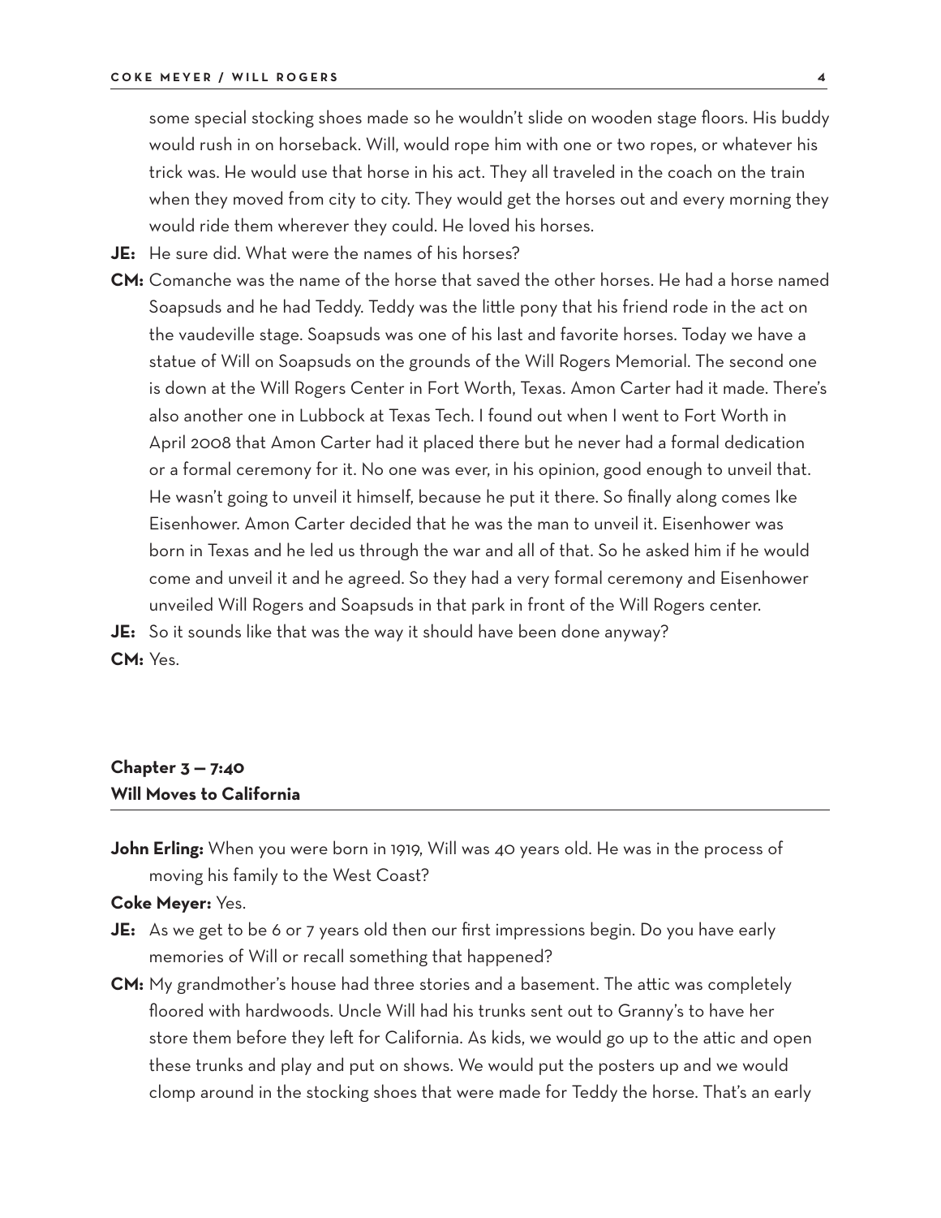some special stocking shoes made so he wouldn't slide on wooden stage floors. His buddy would rush in on horseback. Will, would rope him with one or two ropes, or whatever his trick was. He would use that horse in his act. They all traveled in the coach on the train when they moved from city to city. They would get the horses out and every morning they would ride them wherever they could. He loved his horses.

**JE:** He sure did. What were the names of his horses?

**CM:** Comanche was the name of the horse that saved the other horses. He had a horse named Soapsuds and he had Teddy. Teddy was the little pony that his friend rode in the act on the vaudeville stage. Soapsuds was one of his last and favorite horses. Today we have a statue of Will on Soapsuds on the grounds of the Will Rogers Memorial. The second one is down at the Will Rogers Center in Fort Worth, Texas. Amon Carter had it made. There's also another one in Lubbock at Texas Tech. I found out when I went to Fort Worth in April 2008 that Amon Carter had it placed there but he never had a formal dedication or a formal ceremony for it. No one was ever, in his opinion, good enough to unveil that. He wasn't going to unveil it himself, because he put it there. So finally along comes Ike Eisenhower. Amon Carter decided that he was the man to unveil it. Eisenhower was born in Texas and he led us through the war and all of that. So he asked him if he would come and unveil it and he agreed. So they had a very formal ceremony and Eisenhower unveiled Will Rogers and Soapsuds in that park in front of the Will Rogers center.

**JE:** So it sounds like that was the way it should have been done anyway?

**CM:** Yes.

## Chapter 3 — 7:40
## Will Moves to California

**John Erling:** When you were born in 1919, Will was 40 years old. He was in the process of moving his family to the West Coast?

**Coke Meyer:** Yes.

**JE:** As we get to be 6 or 7 years old then our first impressions begin. Do you have early memories of Will or recall something that happened?

**CM:** My grandmother's house had three stories and a basement. The attic was completely floored with hardwoods. Uncle Will had his trunks sent out to Granny's to have her store them before they left for California. As kids, we would go up to the attic and open these trunks and play and put on shows. We would put the posters up and we would clomp around in the stocking shoes that were made for Teddy the horse. That's an early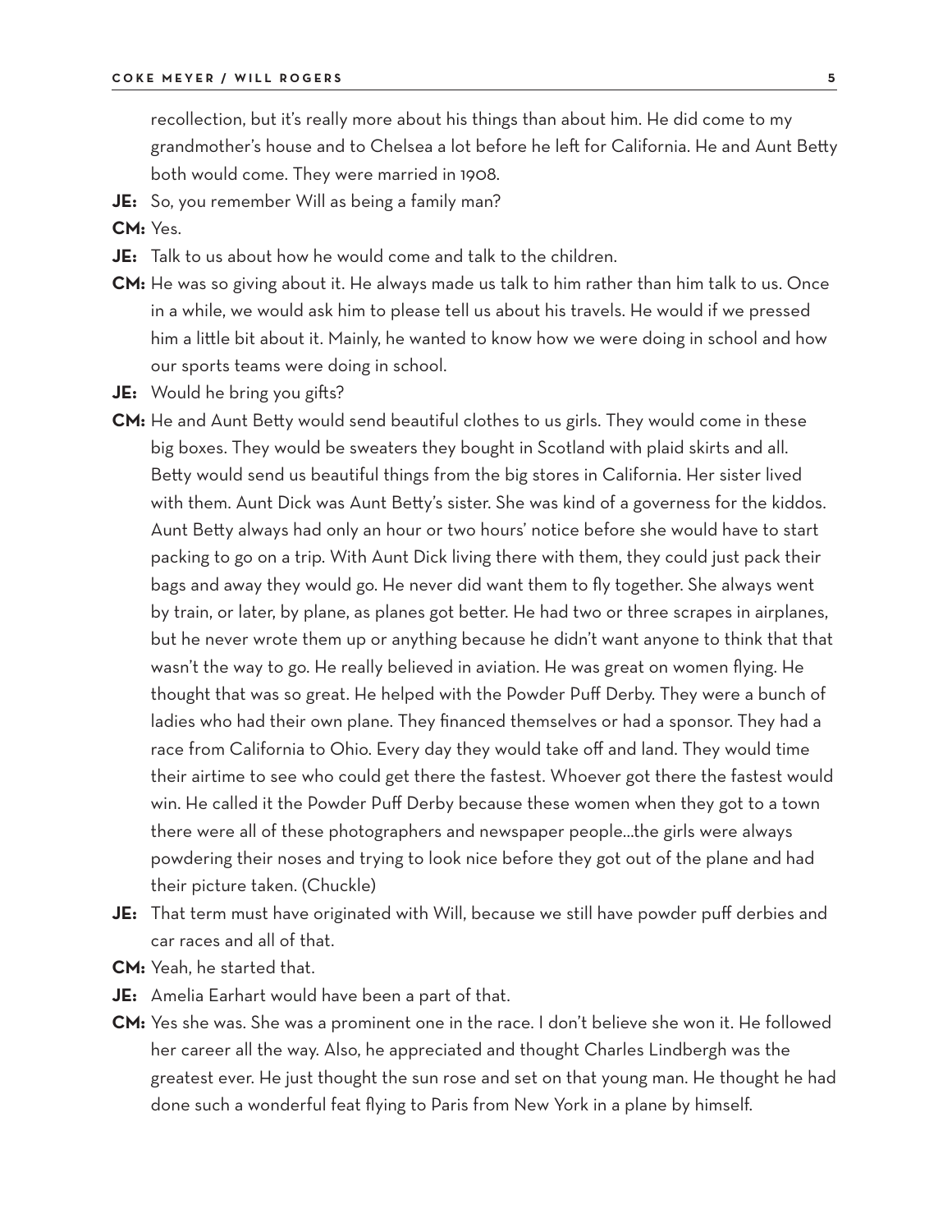recollection, but it's really more about his things than about him. He did come to my grandmother's house and to Chelsea a lot before he left for California. He and Aunt Betty both would come. They were married in 1908.

**JE:** So, you remember Will as being a family man?

**CM:** Yes.

**JE:** Talk to us about how he would come and talk to the children.

**CM:** He was so giving about it. He always made us talk to him rather than him talk to us. Once in a while, we would ask him to please tell us about his travels. He would if we pressed him a little bit about it. Mainly, he wanted to know how we were doing in school and how our sports teams were doing in school.

**JE:** Would he bring you gifts?

**CM:** He and Aunt Betty would send beautiful clothes to us girls. They would come in these big boxes. They would be sweaters they bought in Scotland with plaid skirts and all. Betty would send us beautiful things from the big stores in California. Her sister lived with them. Aunt Dick was Aunt Betty's sister. She was kind of a governess for the kiddos. Aunt Betty always had only an hour or two hours' notice before she would have to start packing to go on a trip. With Aunt Dick living there with them, they could just pack their bags and away they would go. He never did want them to fly together. She always went by train, or later, by plane, as planes got better. He had two or three scrapes in airplanes, but he never wrote them up or anything because he didn't want anyone to think that that wasn't the way to go. He really believed in aviation. He was great on women flying. He thought that was so great. He helped with the Powder Puff Derby. They were a bunch of ladies who had their own plane. They financed themselves or had a sponsor. They had a race from California to Ohio. Every day they would take off and land. They would time their airtime to see who could get there the fastest. Whoever got there the fastest would win. He called it the Powder Puff Derby because these women when they got to a town there were all of these photographers and newspaper people...the girls were always powdering their noses and trying to look nice before they got out of the plane and had their picture taken. (Chuckle)

**JE:** That term must have originated with Will, because we still have powder puff derbies and car races and all of that.

**CM:** Yeah, he started that.

**JE:** Amelia Earhart would have been a part of that.

**CM:** Yes she was. She was a prominent one in the race. I don't believe she won it. He followed her career all the way. Also, he appreciated and thought Charles Lindbergh was the greatest ever. He just thought the sun rose and set on that young man. He thought he had done such a wonderful feat flying to Paris from New York in a plane by himself.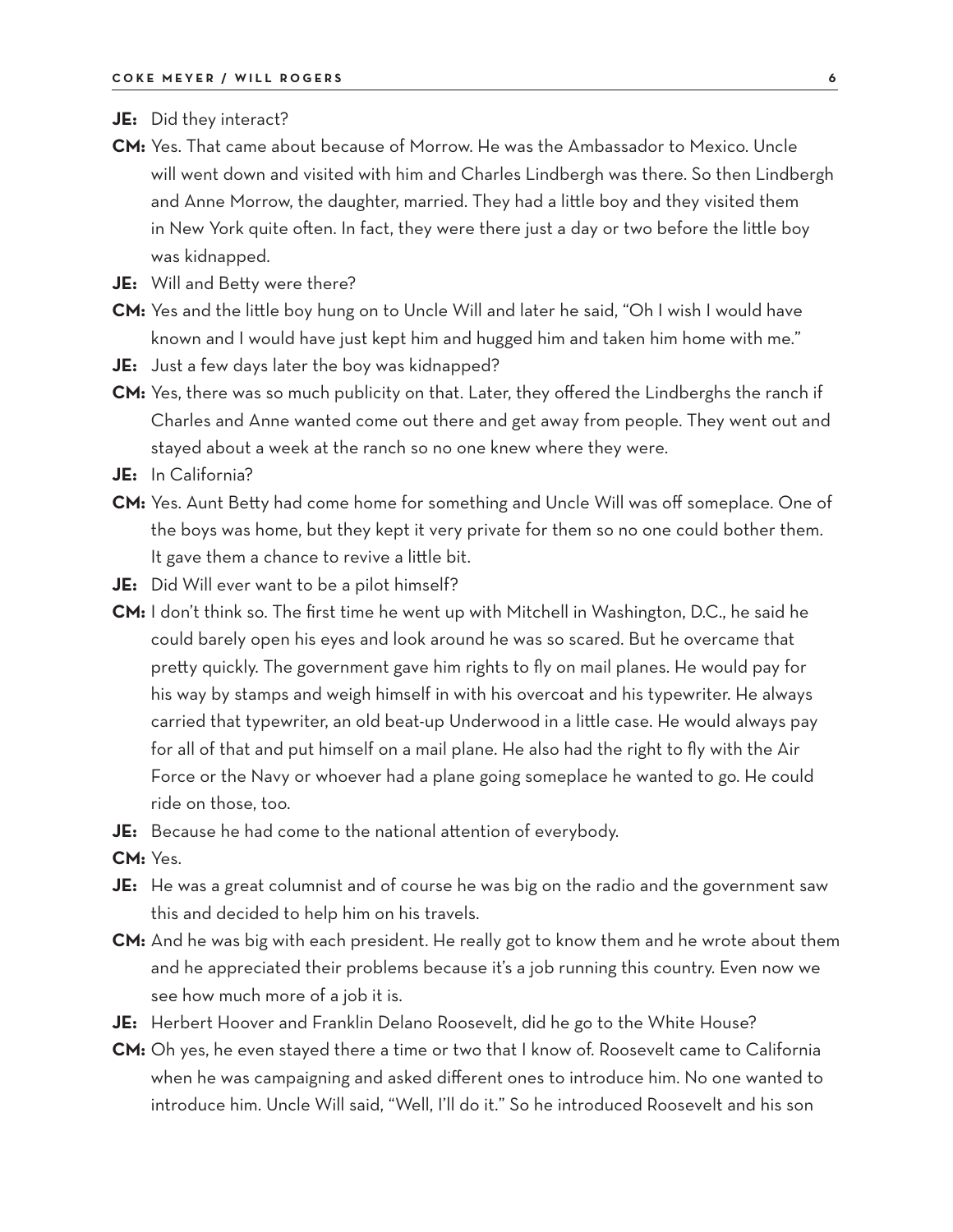**JE:** Did they interact?

**CM:** Yes. That came about because of Morrow. He was the Ambassador to Mexico. Uncle will went down and visited with him and Charles Lindbergh was there. So then Lindbergh and Anne Morrow, the daughter, married. They had a little boy and they visited them in New York quite often. In fact, they were there just a day or two before the little boy was kidnapped.

**JE:** Will and Betty were there?

**CM:** Yes and the little boy hung on to Uncle Will and later he said, "Oh I wish I would have known and I would have just kept him and hugged him and taken him home with me."

**JE:** Just a few days later the boy was kidnapped?

**CM:** Yes, there was so much publicity on that. Later, they offered the Lindberghs the ranch if Charles and Anne wanted come out there and get away from people. They went out and stayed about a week at the ranch so no one knew where they were.

**JE:** In California?

**CM:** Yes. Aunt Betty had come home for something and Uncle Will was off someplace. One of the boys was home, but they kept it very private for them so no one could bother them. It gave them a chance to revive a little bit.

**JE:** Did Will ever want to be a pilot himself?

**CM:** I don't think so. The first time he went up with Mitchell in Washington, D.C., he said he could barely open his eyes and look around he was so scared. But he overcame that pretty quickly. The government gave him rights to fly on mail planes. He would pay for his way by stamps and weigh himself in with his overcoat and his typewriter. He always carried that typewriter, an old beat-up Underwood in a little case. He would always pay for all of that and put himself on a mail plane. He also had the right to fly with the Air Force or the Navy or whoever had a plane going someplace he wanted to go. He could ride on those, too.

**JE:** Because he had come to the national attention of everybody.

**CM:** Yes.

**JE:** He was a great columnist and of course he was big on the radio and the government saw this and decided to help him on his travels.

**CM:** And he was big with each president. He really got to know them and he wrote about them and he appreciated their problems because it's a job running this country. Even now we see how much more of a job it is.

**JE:** Herbert Hoover and Franklin Delano Roosevelt, did he go to the White House?

**CM:** Oh yes, he even stayed there a time or two that I know of. Roosevelt came to California when he was campaigning and asked different ones to introduce him. No one wanted to introduce him. Uncle Will said, "Well, I'll do it." So he introduced Roosevelt and his son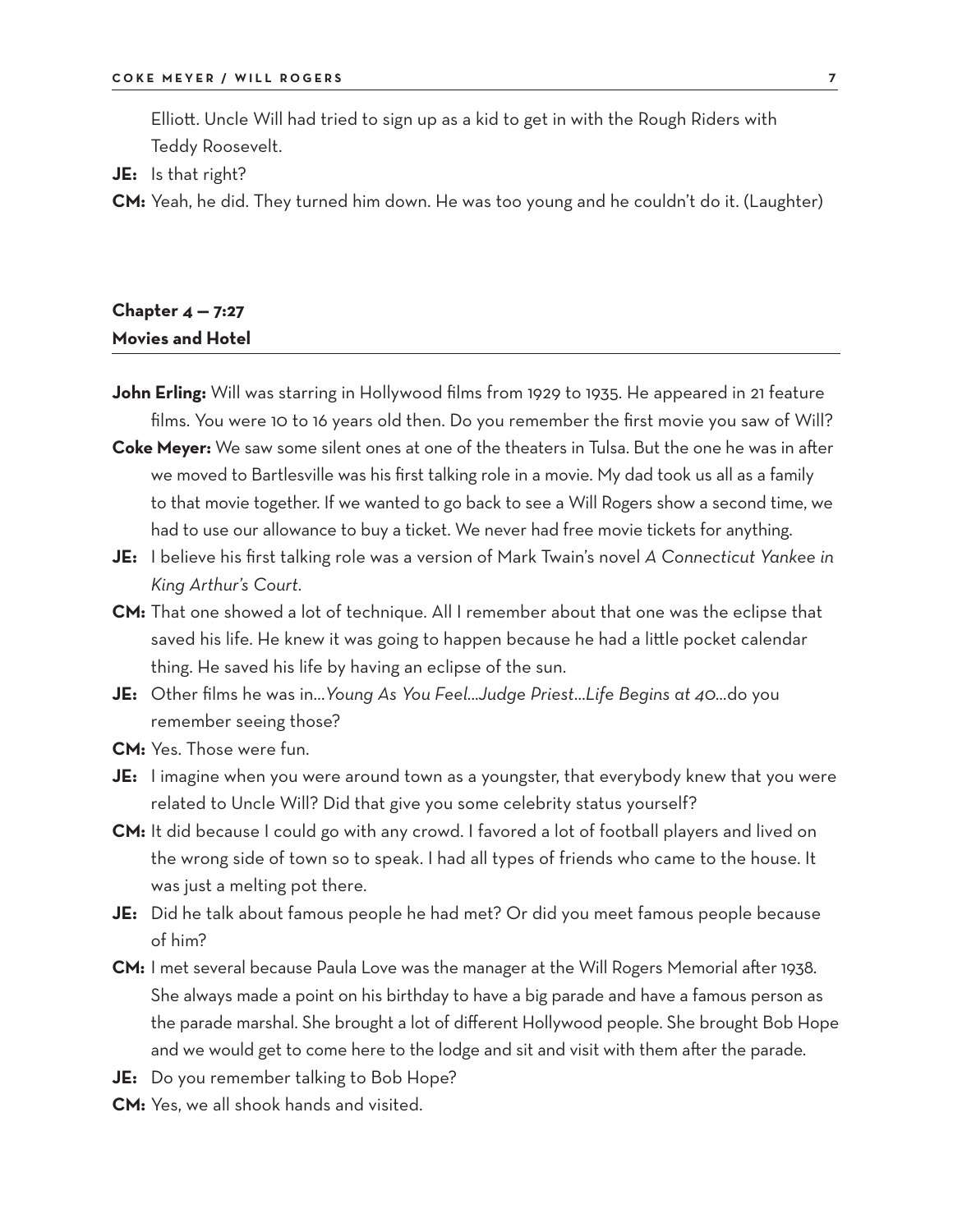Elliott. Uncle Will had tried to sign up as a kid to get in with the Rough Riders with Teddy Roosevelt.

**JE:** Is that right?

**CM:** Yeah, he did. They turned him down. He was too young and he couldn't do it. (Laughter)

## Chapter 4 — 7:27
## Movies and Hotel

**John Erling:** Will was starring in Hollywood films from 1929 to 1935. He appeared in 21 feature films. You were 10 to 16 years old then. Do you remember the first movie you saw of Will?

**Coke Meyer:** We saw some silent ones at one of the theaters in Tulsa. But the one he was in after we moved to Bartlesville was his first talking role in a movie. My dad took us all as a family to that movie together. If we wanted to go back to see a Will Rogers show a second time, we had to use our allowance to buy a ticket. We never had free movie tickets for anything.

**JE:** I believe his first talking role was a version of Mark Twain's novel *A Connecticut Yankee in King Arthur's Court.*

**CM:** That one showed a lot of technique. All I remember about that one was the eclipse that saved his life. He knew it was going to happen because he had a little pocket calendar thing. He saved his life by having an eclipse of the sun.

**JE:** Other films he was in…*Young As You Feel*…*Judge Priest*…*Life Begins at 40*…do you remember seeing those?

**CM:** Yes. Those were fun.

**JE:** I imagine when you were around town as a youngster, that everybody knew that you were related to Uncle Will? Did that give you some celebrity status yourself?

**CM:** It did because I could go with any crowd. I favored a lot of football players and lived on the wrong side of town so to speak. I had all types of friends who came to the house. It was just a melting pot there.

**JE:** Did he talk about famous people he had met? Or did you meet famous people because of him?

**CM:** I met several because Paula Love was the manager at the Will Rogers Memorial after 1938. She always made a point on his birthday to have a big parade and have a famous person as the parade marshal. She brought a lot of different Hollywood people. She brought Bob Hope and we would get to come here to the lodge and sit and visit with them after the parade.

**JE:** Do you remember talking to Bob Hope?

**CM:** Yes, we all shook hands and visited.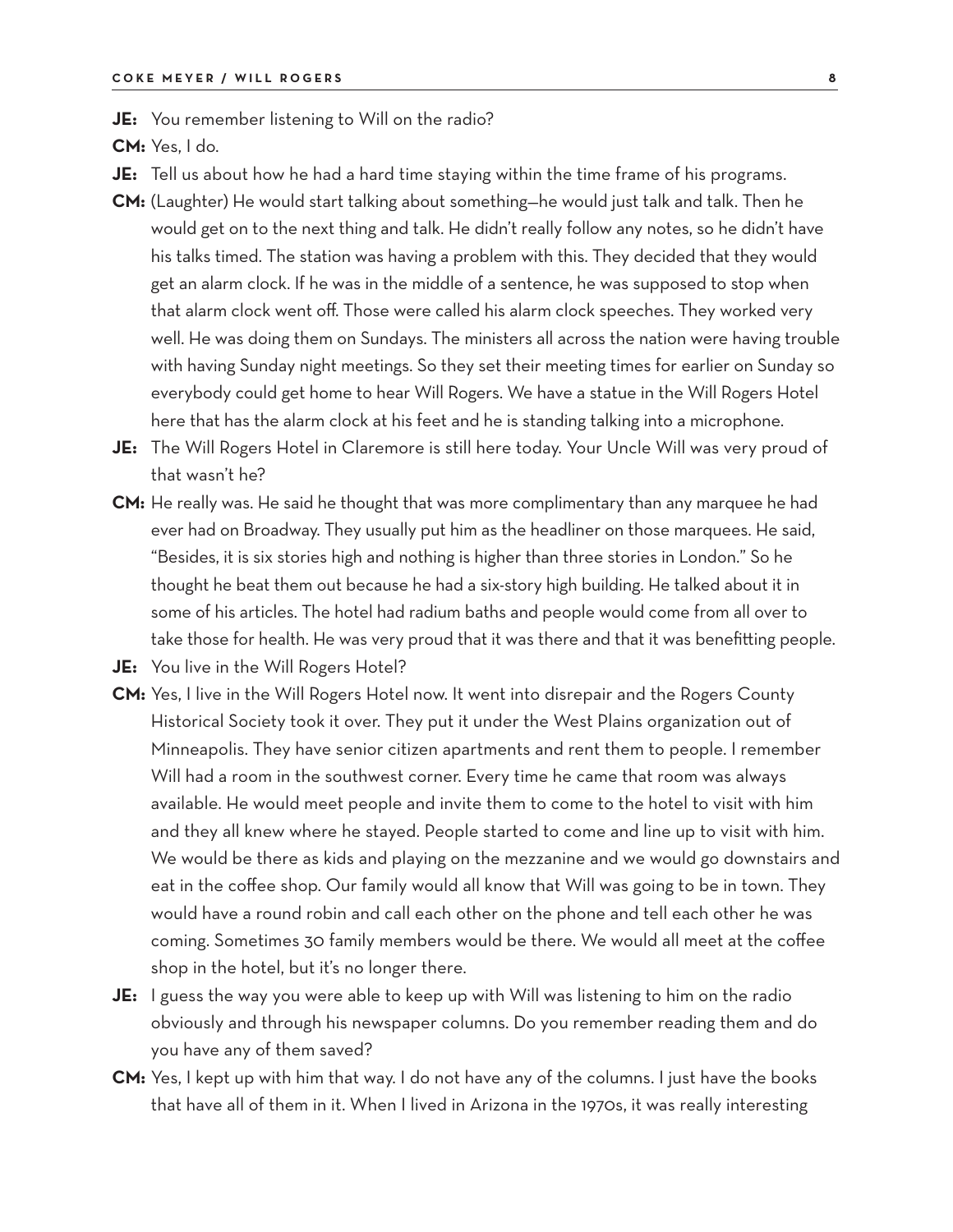**JE:** You remember listening to Will on the radio?

**CM:** Yes, I do.

**JE:** Tell us about how he had a hard time staying within the time frame of his programs.

**CM:** (Laughter) He would start talking about something—he would just talk and talk. Then he would get on to the next thing and talk. He didn't really follow any notes, so he didn't have his talks timed. The station was having a problem with this. They decided that they would get an alarm clock. If he was in the middle of a sentence, he was supposed to stop when that alarm clock went off. Those were called his alarm clock speeches. They worked very well. He was doing them on Sundays. The ministers all across the nation were having trouble with having Sunday night meetings. So they set their meeting times for earlier on Sunday so everybody could get home to hear Will Rogers. We have a statue in the Will Rogers Hotel here that has the alarm clock at his feet and he is standing talking into a microphone.

**JE:** The Will Rogers Hotel in Claremore is still here today. Your Uncle Will was very proud of that wasn't he?

**CM:** He really was. He said he thought that was more complimentary than any marquee he had ever had on Broadway. They usually put him as the headliner on those marquees. He said, "Besides, it is six stories high and nothing is higher than three stories in London." So he thought he beat them out because he had a six-story high building. He talked about it in some of his articles. The hotel had radium baths and people would come from all over to take those for health. He was very proud that it was there and that it was benefitting people.

**JE:** You live in the Will Rogers Hotel?

**CM:** Yes, I live in the Will Rogers Hotel now. It went into disrepair and the Rogers County Historical Society took it over. They put it under the West Plains organization out of Minneapolis. They have senior citizen apartments and rent them to people. I remember Will had a room in the southwest corner. Every time he came that room was always available. He would meet people and invite them to come to the hotel to visit with him and they all knew where he stayed. People started to come and line up to visit with him. We would be there as kids and playing on the mezzanine and we would go downstairs and eat in the coffee shop. Our family would all know that Will was going to be in town. They would have a round robin and call each other on the phone and tell each other he was coming. Sometimes 30 family members would be there. We would all meet at the coffee shop in the hotel, but it's no longer there.

**JE:** I guess the way you were able to keep up with Will was listening to him on the radio obviously and through his newspaper columns. Do you remember reading them and do you have any of them saved?

**CM:** Yes, I kept up with him that way. I do not have any of the columns. I just have the books that have all of them in it. When I lived in Arizona in the 1970s, it was really interesting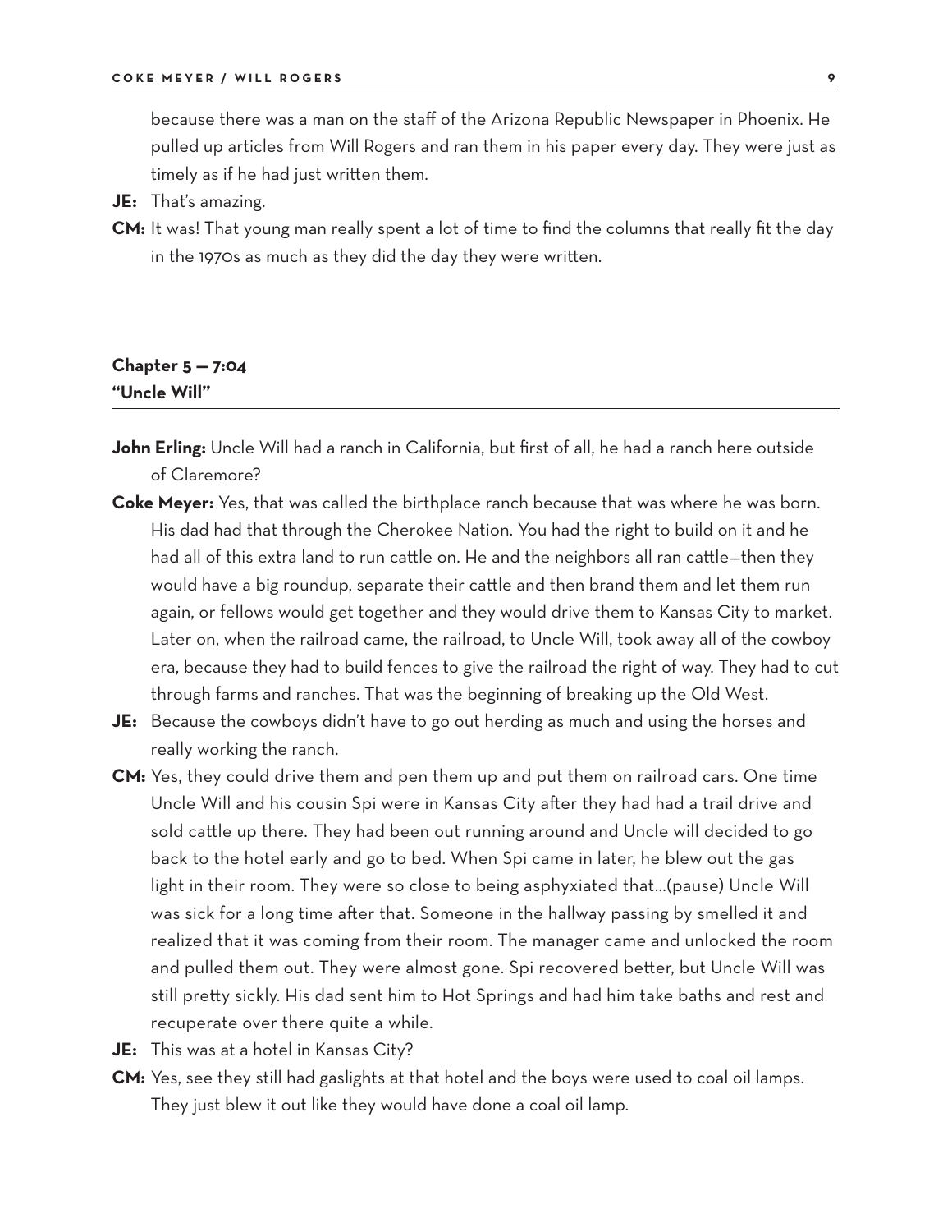because there was a man on the staff of the Arizona Republic Newspaper in Phoenix. He pulled up articles from Will Rogers and ran them in his paper every day. They were just as timely as if he had just written them.

**JE:** That's amazing.

**CM:** It was! That young man really spent a lot of time to find the columns that really fit the day in the 1970s as much as they did the day they were written.

## Chapter 5 — 7:04
## "Uncle Will"

**John Erling:** Uncle Will had a ranch in California, but first of all, he had a ranch here outside of Claremore?

**Coke Meyer:** Yes, that was called the birthplace ranch because that was where he was born. His dad had that through the Cherokee Nation. You had the right to build on it and he had all of this extra land to run cattle on. He and the neighbors all ran cattle—then they would have a big roundup, separate their cattle and then brand them and let them run again, or fellows would get together and they would drive them to Kansas City to market. Later on, when the railroad came, the railroad, to Uncle Will, took away all of the cowboy era, because they had to build fences to give the railroad the right of way. They had to cut through farms and ranches. That was the beginning of breaking up the Old West.

**JE:** Because the cowboys didn't have to go out herding as much and using the horses and really working the ranch.

**CM:** Yes, they could drive them and pen them up and put them on railroad cars. One time Uncle Will and his cousin Spi were in Kansas City after they had had a trail drive and sold cattle up there. They had been out running around and Uncle will decided to go back to the hotel early and go to bed. When Spi came in later, he blew out the gas light in their room. They were so close to being asphyxiated that...(pause) Uncle Will was sick for a long time after that. Someone in the hallway passing by smelled it and realized that it was coming from their room. The manager came and unlocked the room and pulled them out. They were almost gone. Spi recovered better, but Uncle Will was still pretty sickly. His dad sent him to Hot Springs and had him take baths and rest and recuperate over there quite a while.

**JE:** This was at a hotel in Kansas City?

**CM:** Yes, see they still had gaslights at that hotel and the boys were used to coal oil lamps. They just blew it out like they would have done a coal oil lamp.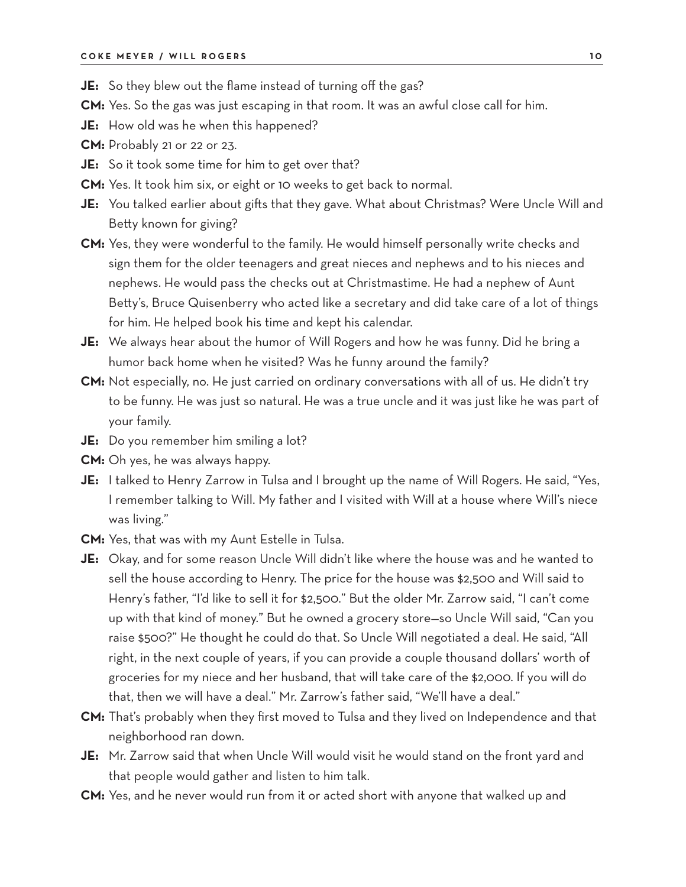**JE:** So they blew out the flame instead of turning off the gas?

**CM:** Yes. So the gas was just escaping in that room. It was an awful close call for him.

**JE:** How old was he when this happened?

**CM:** Probably 21 or 22 or 23.

**JE:** So it took some time for him to get over that?

**CM:** Yes. It took him six, or eight or 10 weeks to get back to normal.

**JE:** You talked earlier about gifts that they gave. What about Christmas? Were Uncle Will and Betty known for giving?

**CM:** Yes, they were wonderful to the family. He would himself personally write checks and sign them for the older teenagers and great nieces and nephews and to his nieces and nephews. He would pass the checks out at Christmastime. He had a nephew of Aunt Betty's, Bruce Quisenberry who acted like a secretary and did take care of a lot of things for him. He helped book his time and kept his calendar.

**JE:** We always hear about the humor of Will Rogers and how he was funny. Did he bring a humor back home when he visited? Was he funny around the family?

**CM:** Not especially, no. He just carried on ordinary conversations with all of us. He didn't try to be funny. He was just so natural. He was a true uncle and it was just like he was part of your family.

**JE:** Do you remember him smiling a lot?

**CM:** Oh yes, he was always happy.

**JE:** I talked to Henry Zarrow in Tulsa and I brought up the name of Will Rogers. He said, "Yes, I remember talking to Will. My father and I visited with Will at a house where Will's niece was living."

**CM:** Yes, that was with my Aunt Estelle in Tulsa.

**JE:** Okay, and for some reason Uncle Will didn't like where the house was and he wanted to sell the house according to Henry. The price for the house was $2,500 and Will said to Henry's father, "I'd like to sell it for $2,500." But the older Mr. Zarrow said, "I can't come up with that kind of money." But he owned a grocery store—so Uncle Will said, "Can you raise $500?" He thought he could do that. So Uncle Will negotiated a deal. He said, "All right, in the next couple of years, if you can provide a couple thousand dollars' worth of groceries for my niece and her husband, that will take care of the $2,000. If you will do that, then we will have a deal." Mr. Zarrow's father said, "We'll have a deal."

**CM:** That's probably when they first moved to Tulsa and they lived on Independence and that neighborhood ran down.

**JE:** Mr. Zarrow said that when Uncle Will would visit he would stand on the front yard and that people would gather and listen to him talk.

**CM:** Yes, and he never would run from it or acted short with anyone that walked up and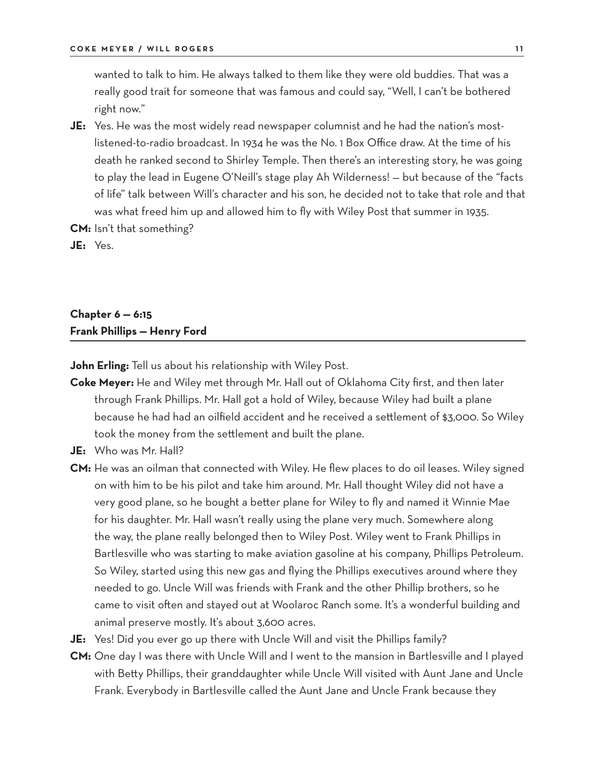wanted to talk to him. He always talked to them like they were old buddies. That was a really good trait for someone that was famous and could say, "Well, I can't be bothered right now."

**JE:** Yes. He was the most widely read newspaper columnist and he had the nation's most-listened-to-radio broadcast. In 1934 he was the No. 1 Box Office draw. At the time of his death he ranked second to Shirley Temple. Then there's an interesting story, he was going to play the lead in Eugene O'Neill's stage play Ah Wilderness! — but because of the "facts of life" talk between Will's character and his son, he decided not to take that role and that was what freed him up and allowed him to fly with Wiley Post that summer in 1935.

**CM:** Isn't that something?

**JE:** Yes.

## Chapter 6 — 6:15
## Frank Phillips — Henry Ford

**John Erling:** Tell us about his relationship with Wiley Post.

**Coke Meyer:** He and Wiley met through Mr. Hall out of Oklahoma City first, and then later through Frank Phillips. Mr. Hall got a hold of Wiley, because Wiley had built a plane because he had had an oilfield accident and he received a settlement of $3,000. So Wiley took the money from the settlement and built the plane.

**JE:** Who was Mr. Hall?

**CM:** He was an oilman that connected with Wiley. He flew places to do oil leases. Wiley signed on with him to be his pilot and take him around. Mr. Hall thought Wiley did not have a very good plane, so he bought a better plane for Wiley to fly and named it Winnie Mae for his daughter. Mr. Hall wasn't really using the plane very much. Somewhere along the way, the plane really belonged then to Wiley Post. Wiley went to Frank Phillips in Bartlesville who was starting to make aviation gasoline at his company, Phillips Petroleum. So Wiley, started using this new gas and flying the Phillips executives around where they needed to go. Uncle Will was friends with Frank and the other Phillip brothers, so he came to visit often and stayed out at Woolaroc Ranch some. It's a wonderful building and animal preserve mostly. It's about 3,600 acres.

**JE:** Yes! Did you ever go up there with Uncle Will and visit the Phillips family?

**CM:** One day I was there with Uncle Will and I went to the mansion in Bartlesville and I played with Betty Phillips, their granddaughter while Uncle Will visited with Aunt Jane and Uncle Frank. Everybody in Bartlesville called the Aunt Jane and Uncle Frank because they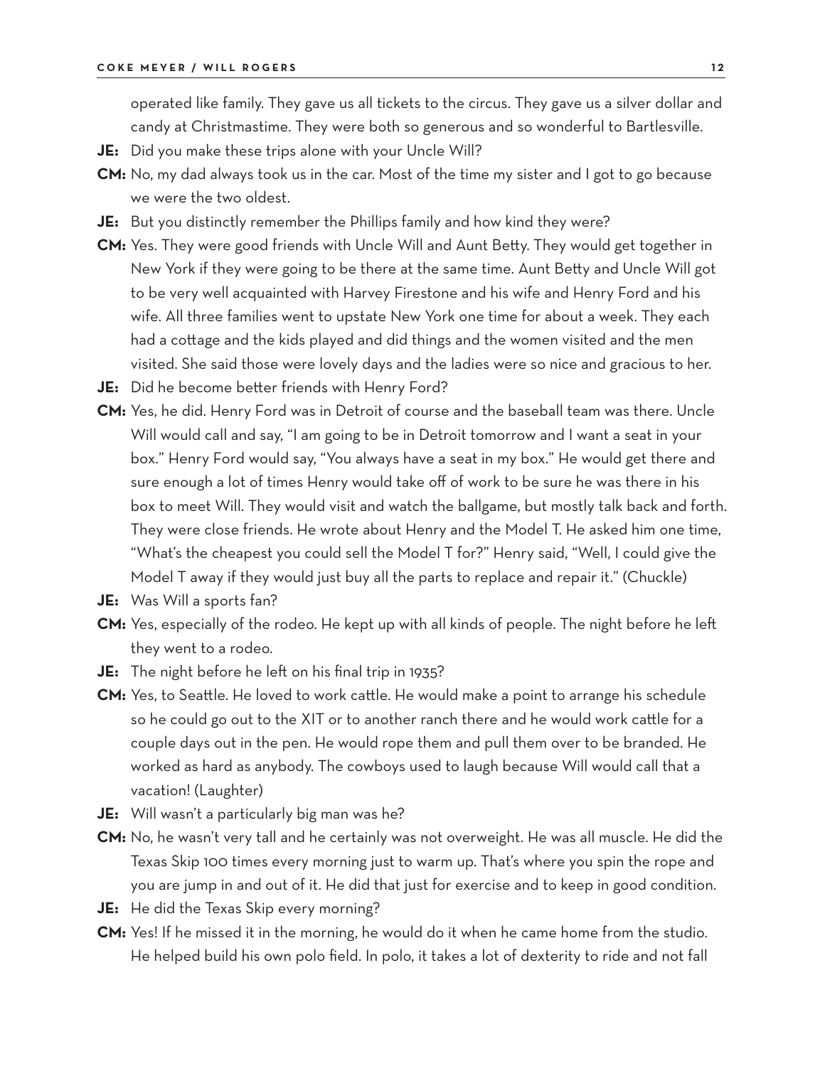operated like family. They gave us all tickets to the circus. They gave us a silver dollar and candy at Christmastime. They were both so generous and so wonderful to Bartlesville.

**JE:** Did you make these trips alone with your Uncle Will?

**CM:** No, my dad always took us in the car. Most of the time my sister and I got to go because we were the two oldest.

**JE:** But you distinctly remember the Phillips family and how kind they were?

**CM:** Yes. They were good friends with Uncle Will and Aunt Betty. They would get together in New York if they were going to be there at the same time. Aunt Betty and Uncle Will got to be very well acquainted with Harvey Firestone and his wife and Henry Ford and his wife. All three families went to upstate New York one time for about a week. They each had a cottage and the kids played and did things and the women visited and the men visited. She said those were lovely days and the ladies were so nice and gracious to her.

**JE:** Did he become better friends with Henry Ford?

**CM:** Yes, he did. Henry Ford was in Detroit of course and the baseball team was there. Uncle Will would call and say, "I am going to be in Detroit tomorrow and I want a seat in your box." Henry Ford would say, "You always have a seat in my box." He would get there and sure enough a lot of times Henry would take off of work to be sure he was there in his box to meet Will. They would visit and watch the ballgame, but mostly talk back and forth. They were close friends. He wrote about Henry and the Model T. He asked him one time, "What's the cheapest you could sell the Model T for?" Henry said, "Well, I could give the Model T away if they would just buy all the parts to replace and repair it." (Chuckle)

**JE:** Was Will a sports fan?

**CM:** Yes, especially of the rodeo. He kept up with all kinds of people. The night before he left they went to a rodeo.

**JE:** The night before he left on his final trip in 1935?

**CM:** Yes, to Seattle. He loved to work cattle. He would make a point to arrange his schedule so he could go out to the XIT or to another ranch there and he would work cattle for a couple days out in the pen. He would rope them and pull them over to be branded. He worked as hard as anybody. The cowboys used to laugh because Will would call that a vacation! (Laughter)

**JE:** Will wasn't a particularly big man was he?

**CM:** No, he wasn't very tall and he certainly was not overweight. He was all muscle. He did the Texas Skip 100 times every morning just to warm up. That's where you spin the rope and you are jump in and out of it. He did that just for exercise and to keep in good condition.

**JE:** He did the Texas Skip every morning?

**CM:** Yes! If he missed it in the morning, he would do it when he came home from the studio. He helped build his own polo field. In polo, it takes a lot of dexterity to ride and not fall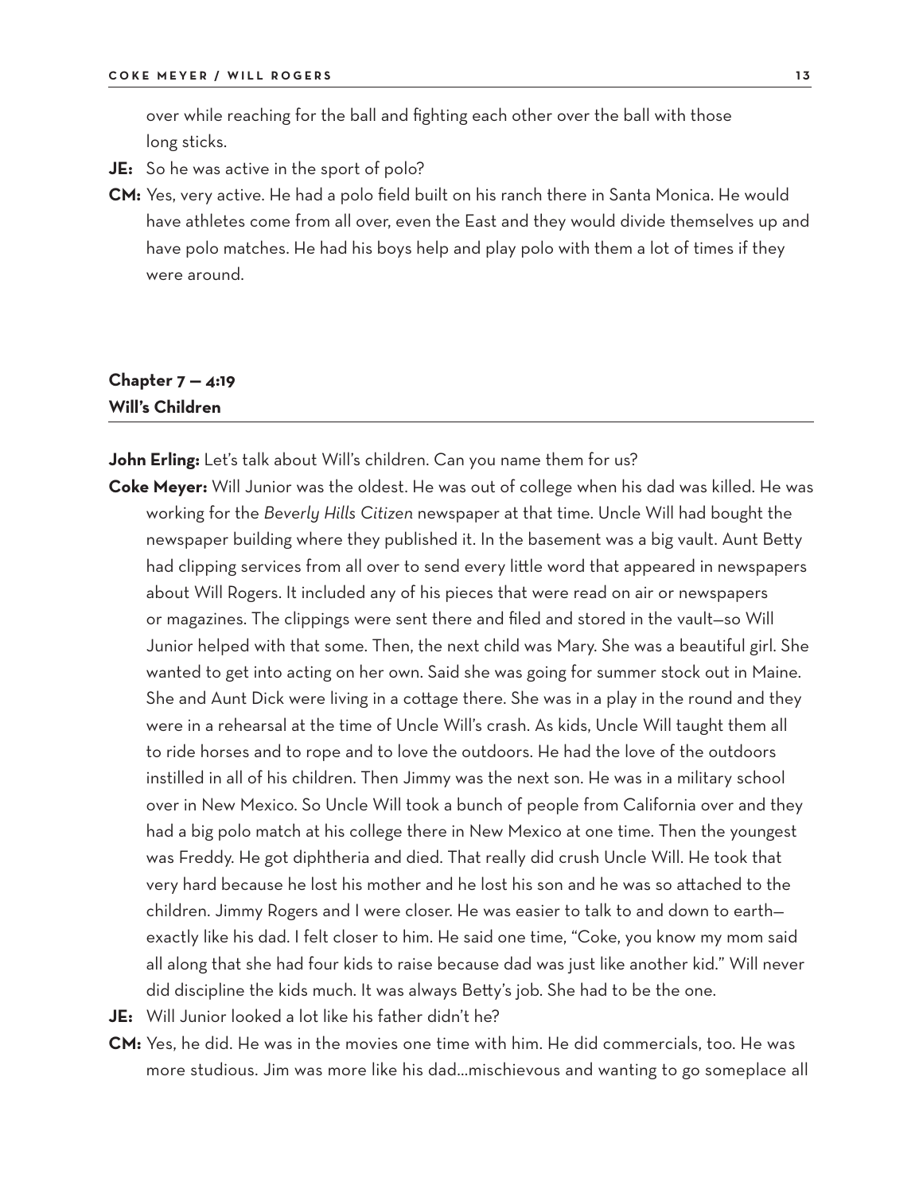over while reaching for the ball and fighting each other over the ball with those long sticks.

**JE:** So he was active in the sport of polo?

**CM:** Yes, very active. He had a polo field built on his ranch there in Santa Monica. He would have athletes come from all over, even the East and they would divide themselves up and have polo matches. He had his boys help and play polo with them a lot of times if they were around.

## Chapter 7 — 4:19
## Will's Children

**John Erling:** Let's talk about Will's children. Can you name them for us?

**Coke Meyer:** Will Junior was the oldest. He was out of college when his dad was killed. He was working for the *Beverly Hills Citizen* newspaper at that time. Uncle Will had bought the newspaper building where they published it. In the basement was a big vault. Aunt Betty had clipping services from all over to send every little word that appeared in newspapers about Will Rogers. It included any of his pieces that were read on air or newspapers or magazines. The clippings were sent there and filed and stored in the vault—so Will Junior helped with that some. Then, the next child was Mary. She was a beautiful girl. She wanted to get into acting on her own. Said she was going for summer stock out in Maine. She and Aunt Dick were living in a cottage there. She was in a play in the round and they were in a rehearsal at the time of Uncle Will's crash. As kids, Uncle Will taught them all to ride horses and to rope and to love the outdoors. He had the love of the outdoors instilled in all of his children. Then Jimmy was the next son. He was in a military school over in New Mexico. So Uncle Will took a bunch of people from California over and they had a big polo match at his college there in New Mexico at one time. Then the youngest was Freddy. He got diphtheria and died. That really did crush Uncle Will. He took that very hard because he lost his mother and he lost his son and he was so attached to the children. Jimmy Rogers and I were closer. He was easier to talk to and down to earth—exactly like his dad. I felt closer to him. He said one time, "Coke, you know my mom said all along that she had four kids to raise because dad was just like another kid." Will never did discipline the kids much. It was always Betty's job. She had to be the one.

**JE:** Will Junior looked a lot like his father didn't he?

**CM:** Yes, he did. He was in the movies one time with him. He did commercials, too. He was more studious. Jim was more like his dad...mischievous and wanting to go someplace all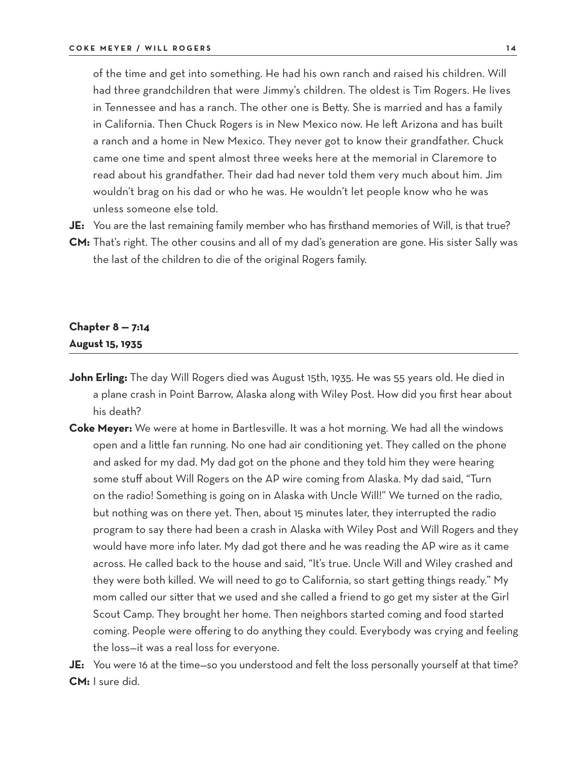of the time and get into something. He had his own ranch and raised his children. Will had three grandchildren that were Jimmy's children. The oldest is Tim Rogers. He lives in Tennessee and has a ranch. The other one is Betty. She is married and has a family in California. Then Chuck Rogers is in New Mexico now. He left Arizona and has built a ranch and a home in New Mexico. They never got to know their grandfather. Chuck came one time and spent almost three weeks here at the memorial in Claremore to read about his grandfather. Their dad had never told them very much about him. Jim wouldn't brag on his dad or who he was. He wouldn't let people know who he was unless someone else told.

**JE:** You are the last remaining family member who has firsthand memories of Will, is that true?

**CM:** That's right. The other cousins and all of my dad's generation are gone. His sister Sally was the last of the children to die of the original Rogers family.

## Chapter 8 — 7:14
## August 15, 1935

**John Erling:** The day Will Rogers died was August 15th, 1935. He was 55 years old. He died in a plane crash in Point Barrow, Alaska along with Wiley Post. How did you first hear about his death?

**Coke Meyer:** We were at home in Bartlesville. It was a hot morning. We had all the windows open and a little fan running. No one had air conditioning yet. They called on the phone and asked for my dad. My dad got on the phone and they told him they were hearing some stuff about Will Rogers on the AP wire coming from Alaska. My dad said, "Turn on the radio! Something is going on in Alaska with Uncle Will!" We turned on the radio, but nothing was on there yet. Then, about 15 minutes later, they interrupted the radio program to say there had been a crash in Alaska with Wiley Post and Will Rogers and they would have more info later. My dad got there and he was reading the AP wire as it came across. He called back to the house and said, "It's true. Uncle Will and Wiley crashed and they were both killed. We will need to go to California, so start getting things ready." My mom called our sitter that we used and she called a friend to go get my sister at the Girl Scout Camp. They brought her home. Then neighbors started coming and food started coming. People were offering to do anything they could. Everybody was crying and feeling the loss—it was a real loss for everyone.

**JE:** You were 16 at the time—so you understood and felt the loss personally yourself at that time?

**CM:** I sure did.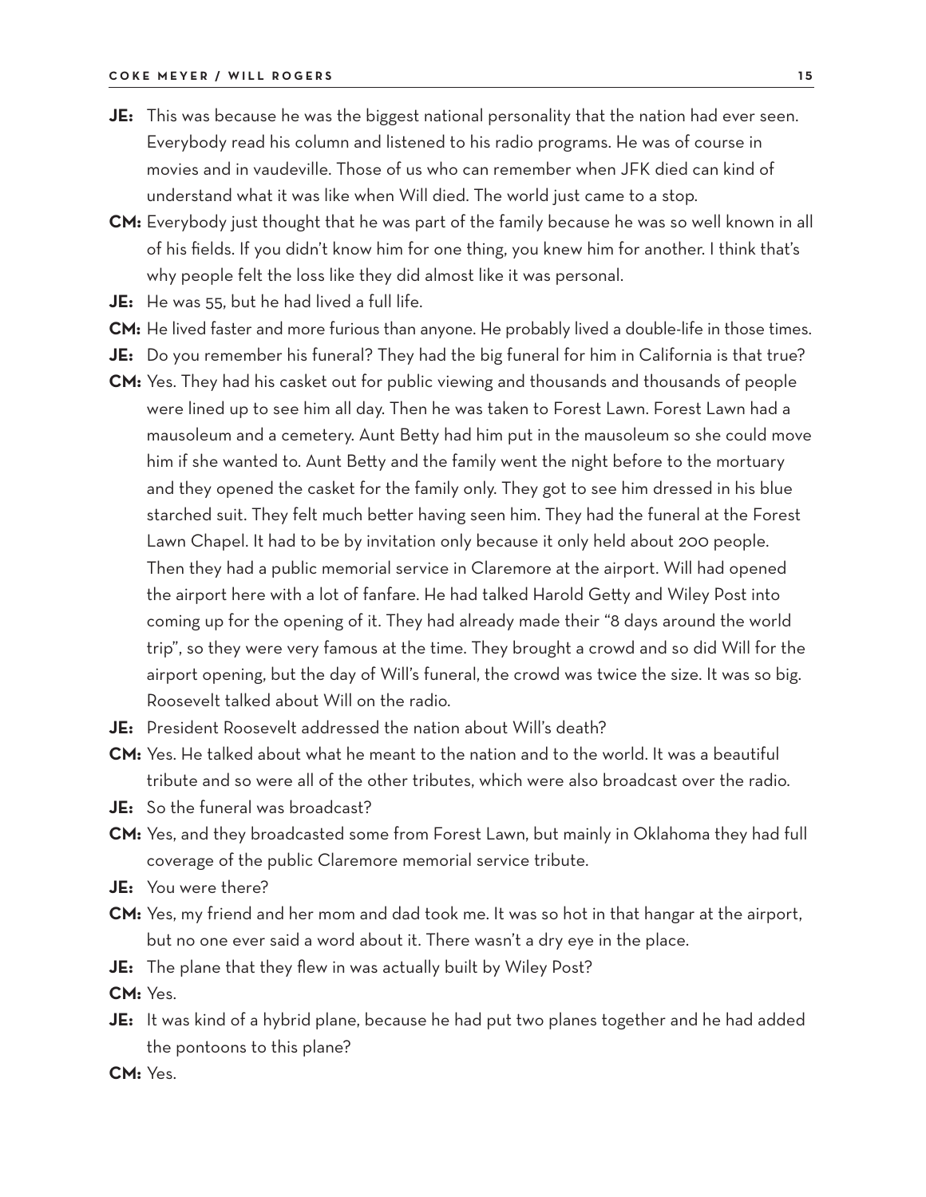**JE:** This was because he was the biggest national personality that the nation had ever seen. Everybody read his column and listened to his radio programs. He was of course in movies and in vaudeville. Those of us who can remember when JFK died can kind of understand what it was like when Will died. The world just came to a stop.

**CM:** Everybody just thought that he was part of the family because he was so well known in all of his fields. If you didn't know him for one thing, you knew him for another. I think that's why people felt the loss like they did almost like it was personal.

**JE:** He was 55, but he had lived a full life.

**CM:** He lived faster and more furious than anyone. He probably lived a double-life in those times.

**JE:** Do you remember his funeral? They had the big funeral for him in California is that true?

**CM:** Yes. They had his casket out for public viewing and thousands and thousands of people were lined up to see him all day. Then he was taken to Forest Lawn. Forest Lawn had a mausoleum and a cemetery. Aunt Betty had him put in the mausoleum so she could move him if she wanted to. Aunt Betty and the family went the night before to the mortuary and they opened the casket for the family only. They got to see him dressed in his blue starched suit. They felt much better having seen him. They had the funeral at the Forest Lawn Chapel. It had to be by invitation only because it only held about 200 people. Then they had a public memorial service in Claremore at the airport. Will had opened the airport here with a lot of fanfare. He had talked Harold Getty and Wiley Post into coming up for the opening of it. They had already made their "8 days around the world trip", so they were very famous at the time. They brought a crowd and so did Will for the airport opening, but the day of Will's funeral, the crowd was twice the size. It was so big. Roosevelt talked about Will on the radio.

**JE:** President Roosevelt addressed the nation about Will's death?

**CM:** Yes. He talked about what he meant to the nation and to the world. It was a beautiful tribute and so were all of the other tributes, which were also broadcast over the radio.

**JE:** So the funeral was broadcast?

**CM:** Yes, and they broadcasted some from Forest Lawn, but mainly in Oklahoma they had full coverage of the public Claremore memorial service tribute.

**JE:** You were there?

**CM:** Yes, my friend and her mom and dad took me. It was so hot in that hangar at the airport, but no one ever said a word about it. There wasn't a dry eye in the place.

**JE:** The plane that they flew in was actually built by Wiley Post?

**CM:** Yes.

**JE:** It was kind of a hybrid plane, because he had put two planes together and he had added the pontoons to this plane?

**CM:** Yes.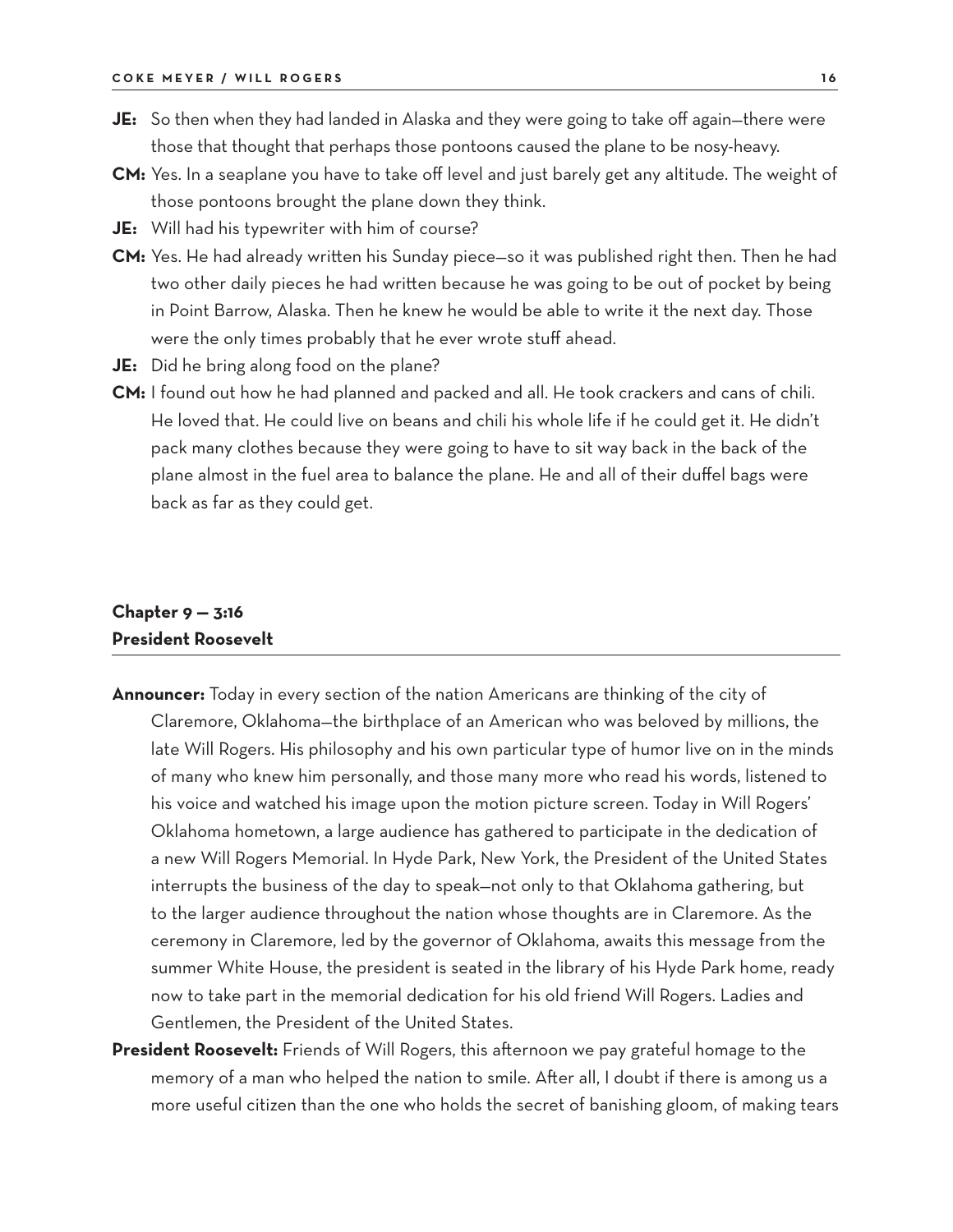**JE:** So then when they had landed in Alaska and they were going to take off again—there were those that thought that perhaps those pontoons caused the plane to be nosy-heavy.

**CM:** Yes. In a seaplane you have to take off level and just barely get any altitude. The weight of those pontoons brought the plane down they think.

**JE:** Will had his typewriter with him of course?

**CM:** Yes. He had already written his Sunday piece—so it was published right then. Then he had two other daily pieces he had written because he was going to be out of pocket by being in Point Barrow, Alaska. Then he knew he would be able to write it the next day. Those were the only times probably that he ever wrote stuff ahead.

**JE:** Did he bring along food on the plane?

**CM:** I found out how he had planned and packed and all. He took crackers and cans of chili. He loved that. He could live on beans and chili his whole life if he could get it. He didn't pack many clothes because they were going to have to sit way back in the back of the plane almost in the fuel area to balance the plane. He and all of their duffel bags were back as far as they could get.

## Chapter 9 — 3:16
## President Roosevelt

**Announcer:** Today in every section of the nation Americans are thinking of the city of Claremore, Oklahoma—the birthplace of an American who was beloved by millions, the late Will Rogers. His philosophy and his own particular type of humor live on in the minds of many who knew him personally, and those many more who read his words, listened to his voice and watched his image upon the motion picture screen. Today in Will Rogers' Oklahoma hometown, a large audience has gathered to participate in the dedication of a new Will Rogers Memorial. In Hyde Park, New York, the President of the United States interrupts the business of the day to speak—not only to that Oklahoma gathering, but to the larger audience throughout the nation whose thoughts are in Claremore. As the ceremony in Claremore, led by the governor of Oklahoma, awaits this message from the summer White House, the president is seated in the library of his Hyde Park home, ready now to take part in the memorial dedication for his old friend Will Rogers. Ladies and Gentlemen, the President of the United States.

**President Roosevelt:** Friends of Will Rogers, this afternoon we pay grateful homage to the memory of a man who helped the nation to smile. After all, I doubt if there is among us a more useful citizen than the one who holds the secret of banishing gloom, of making tears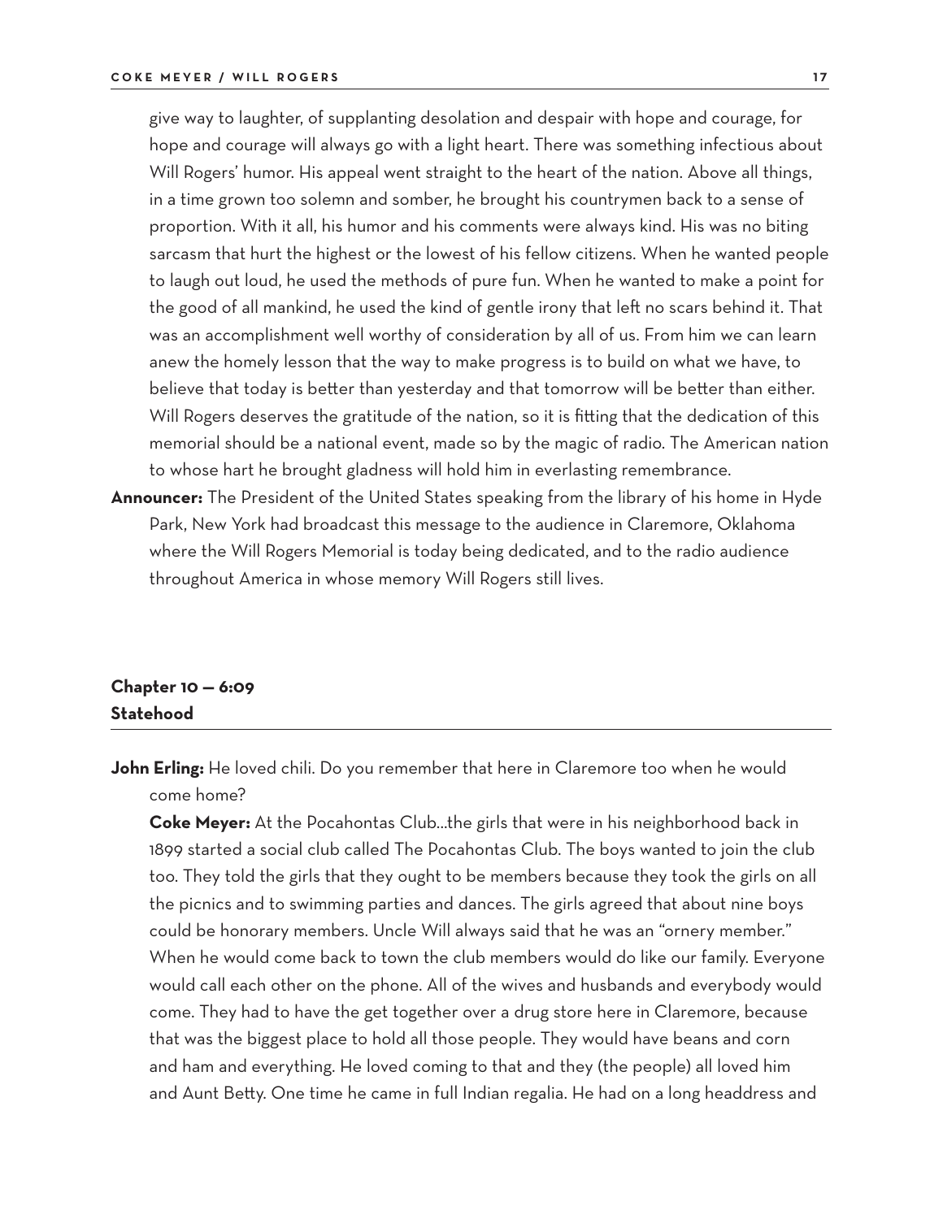give way to laughter, of supplanting desolation and despair with hope and courage, for hope and courage will always go with a light heart. There was something infectious about Will Rogers' humor. His appeal went straight to the heart of the nation. Above all things, in a time grown too solemn and somber, he brought his countrymen back to a sense of proportion. With it all, his humor and his comments were always kind. His was no biting sarcasm that hurt the highest or the lowest of his fellow citizens. When he wanted people to laugh out loud, he used the methods of pure fun. When he wanted to make a point for the good of all mankind, he used the kind of gentle irony that left no scars behind it. That was an accomplishment well worthy of consideration by all of us. From him we can learn anew the homely lesson that the way to make progress is to build on what we have, to believe that today is better than yesterday and that tomorrow will be better than either. Will Rogers deserves the gratitude of the nation, so it is fitting that the dedication of this memorial should be a national event, made so by the magic of radio. The American nation to whose hart he brought gladness will hold him in everlasting remembrance.

**Announcer:** The President of the United States speaking from the library of his home in Hyde Park, New York had broadcast this message to the audience in Claremore, Oklahoma where the Will Rogers Memorial is today being dedicated, and to the radio audience throughout America in whose memory Will Rogers still lives.

## Chapter 10 — 6:09
## Statehood

**John Erling:** He loved chili. Do you remember that here in Claremore too when he would come home?

**Coke Meyer:** At the Pocahontas Club...the girls that were in his neighborhood back in 1899 started a social club called The Pocahontas Club. The boys wanted to join the club too. They told the girls that they ought to be members because they took the girls on all the picnics and to swimming parties and dances. The girls agreed that about nine boys could be honorary members. Uncle Will always said that he was an "ornery member." When he would come back to town the club members would do like our family. Everyone would call each other on the phone. All of the wives and husbands and everybody would come. They had to have the get together over a drug store here in Claremore, because that was the biggest place to hold all those people. They would have beans and corn and ham and everything. He loved coming to that and they (the people) all loved him and Aunt Betty. One time he came in full Indian regalia. He had on a long headdress and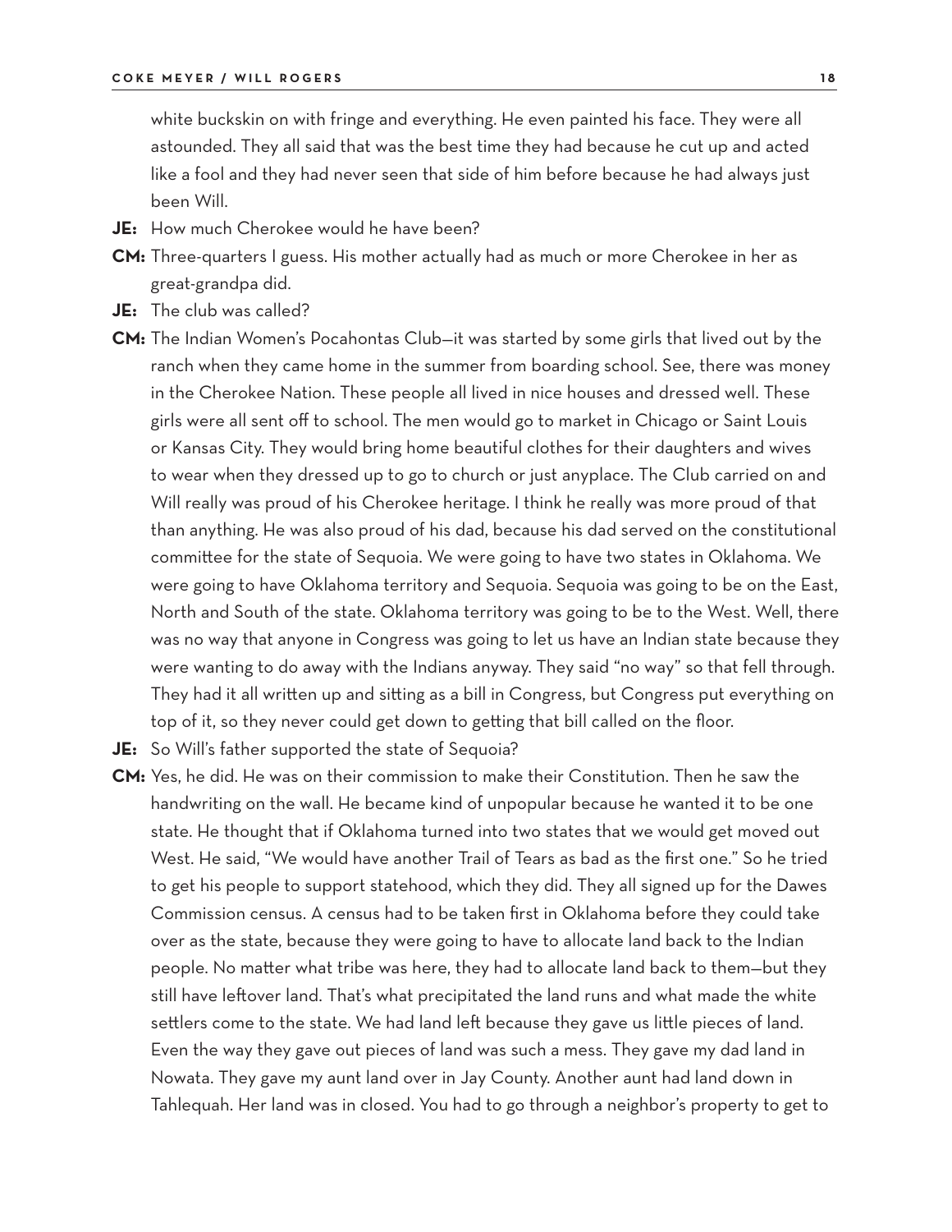white buckskin on with fringe and everything. He even painted his face. They were all astounded. They all said that was the best time they had because he cut up and acted like a fool and they had never seen that side of him before because he had always just been Will.

**JE:** How much Cherokee would he have been?

**CM:** Three-quarters I guess. His mother actually had as much or more Cherokee in her as great-grandpa did.

**JE:** The club was called?

**CM:** The Indian Women's Pocahontas Club—it was started by some girls that lived out by the ranch when they came home in the summer from boarding school. See, there was money in the Cherokee Nation. These people all lived in nice houses and dressed well. These girls were all sent off to school. The men would go to market in Chicago or Saint Louis or Kansas City. They would bring home beautiful clothes for their daughters and wives to wear when they dressed up to go to church or just anyplace. The Club carried on and Will really was proud of his Cherokee heritage. I think he really was more proud of that than anything. He was also proud of his dad, because his dad served on the constitutional committee for the state of Sequoia. We were going to have two states in Oklahoma. We were going to have Oklahoma territory and Sequoia. Sequoia was going to be on the East, North and South of the state. Oklahoma territory was going to be to the West. Well, there was no way that anyone in Congress was going to let us have an Indian state because they were wanting to do away with the Indians anyway. They said "no way" so that fell through. They had it all written up and sitting as a bill in Congress, but Congress put everything on top of it, so they never could get down to getting that bill called on the floor.

**JE:** So Will's father supported the state of Sequoia?

**CM:** Yes, he did. He was on their commission to make their Constitution. Then he saw the handwriting on the wall. He became kind of unpopular because he wanted it to be one state. He thought that if Oklahoma turned into two states that we would get moved out West. He said, "We would have another Trail of Tears as bad as the first one." So he tried to get his people to support statehood, which they did. They all signed up for the Dawes Commission census. A census had to be taken first in Oklahoma before they could take over as the state, because they were going to have to allocate land back to the Indian people. No matter what tribe was here, they had to allocate land back to them—but they still have leftover land. That's what precipitated the land runs and what made the white settlers come to the state. We had land left because they gave us little pieces of land. Even the way they gave out pieces of land was such a mess. They gave my dad land in Nowata. They gave my aunt land over in Jay County. Another aunt had land down in Tahlequah. Her land was in closed. You had to go through a neighbor's property to get to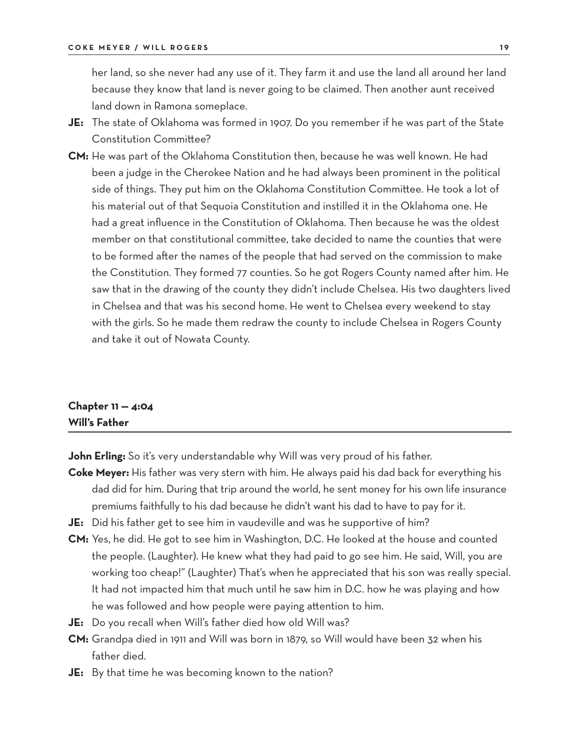her land, so she never had any use of it. They farm it and use the land all around her land because they know that land is never going to be claimed. Then another aunt received land down in Ramona someplace.

**JE:** The state of Oklahoma was formed in 1907. Do you remember if he was part of the State Constitution Committee?

**CM:** He was part of the Oklahoma Constitution then, because he was well known. He had been a judge in the Cherokee Nation and he had always been prominent in the political side of things. They put him on the Oklahoma Constitution Committee. He took a lot of his material out of that Sequoia Constitution and instilled it in the Oklahoma one. He had a great influence in the Constitution of Oklahoma. Then because he was the oldest member on that constitutional committee, take decided to name the counties that were to be formed after the names of the people that had served on the commission to make the Constitution. They formed 77 counties. So he got Rogers County named after him. He saw that in the drawing of the county they didn't include Chelsea. His two daughters lived in Chelsea and that was his second home. He went to Chelsea every weekend to stay with the girls. So he made them redraw the county to include Chelsea in Rogers County and take it out of Nowata County.

## Chapter 11 — 4:04
## Will's Father

**John Erling:** So it's very understandable why Will was very proud of his father.

**Coke Meyer:** His father was very stern with him. He always paid his dad back for everything his dad did for him. During that trip around the world, he sent money for his own life insurance premiums faithfully to his dad because he didn't want his dad to have to pay for it.

**JE:** Did his father get to see him in vaudeville and was he supportive of him?

**CM:** Yes, he did. He got to see him in Washington, D.C. He looked at the house and counted the people. (Laughter). He knew what they had paid to go see him. He said, Will, you are working too cheap!" (Laughter) That's when he appreciated that his son was really special. It had not impacted him that much until he saw him in D.C. how he was playing and how he was followed and how people were paying attention to him.

**JE:** Do you recall when Will's father died how old Will was?

**CM:** Grandpa died in 1911 and Will was born in 1879, so Will would have been 32 when his father died.

**JE:** By that time he was becoming known to the nation?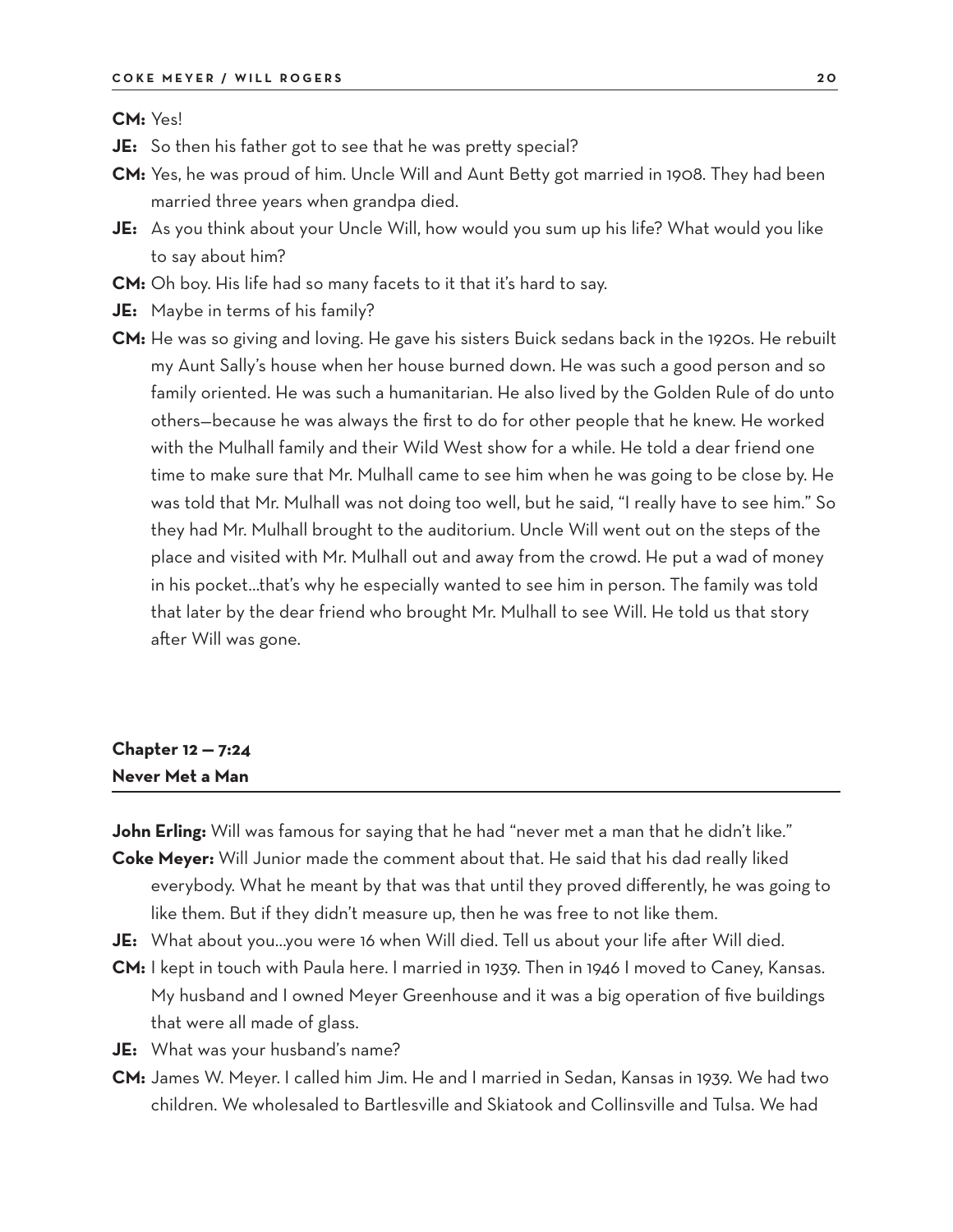**CM:** Yes!

**JE:** So then his father got to see that he was pretty special?

**CM:** Yes, he was proud of him. Uncle Will and Aunt Betty got married in 1908. They had been married three years when grandpa died.

**JE:** As you think about your Uncle Will, how would you sum up his life? What would you like to say about him?

**CM:** Oh boy. His life had so many facets to it that it's hard to say.

**JE:** Maybe in terms of his family?

**CM:** He was so giving and loving. He gave his sisters Buick sedans back in the 1920s. He rebuilt my Aunt Sally's house when her house burned down. He was such a good person and so family oriented. He was such a humanitarian. He also lived by the Golden Rule of do unto others—because he was always the first to do for other people that he knew. He worked with the Mulhall family and their Wild West show for a while. He told a dear friend one time to make sure that Mr. Mulhall came to see him when he was going to be close by. He was told that Mr. Mulhall was not doing too well, but he said, "I really have to see him." So they had Mr. Mulhall brought to the auditorium. Uncle Will went out on the steps of the place and visited with Mr. Mulhall out and away from the crowd. He put a wad of money in his pocket...that's why he especially wanted to see him in person. The family was told that later by the dear friend who brought Mr. Mulhall to see Will. He told us that story after Will was gone.

## Chapter 12 — 7:24
## Never Met a Man

**John Erling:** Will was famous for saying that he had "never met a man that he didn't like."

**Coke Meyer:** Will Junior made the comment about that. He said that his dad really liked everybody. What he meant by that was that until they proved differently, he was going to like them. But if they didn't measure up, then he was free to not like them.

**JE:** What about you...you were 16 when Will died. Tell us about your life after Will died.

**CM:** I kept in touch with Paula here. I married in 1939. Then in 1946 I moved to Caney, Kansas. My husband and I owned Meyer Greenhouse and it was a big operation of five buildings that were all made of glass.

**JE:** What was your husband's name?

**CM:** James W. Meyer. I called him Jim. He and I married in Sedan, Kansas in 1939. We had two children. We wholesaled to Bartlesville and Skiatook and Collinsville and Tulsa. We had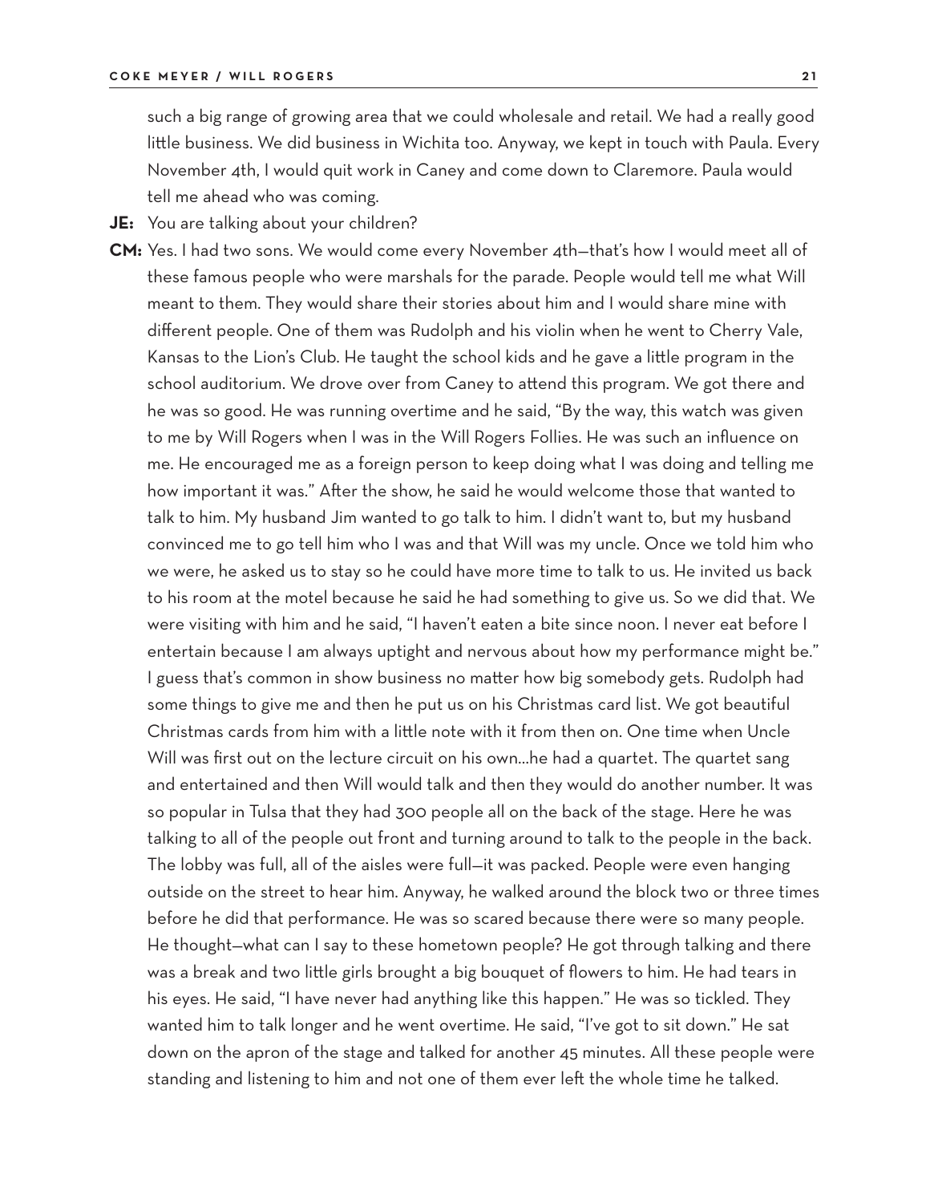such a big range of growing area that we could wholesale and retail. We had a really good little business. We did business in Wichita too. Anyway, we kept in touch with Paula. Every November 4th, I would quit work in Caney and come down to Claremore. Paula would tell me ahead who was coming.

**JE:** You are talking about your children?

**CM:** Yes. I had two sons. We would come every November 4th—that's how I would meet all of these famous people who were marshals for the parade. People would tell me what Will meant to them. They would share their stories about him and I would share mine with different people. One of them was Rudolph and his violin when he went to Cherry Vale, Kansas to the Lion's Club. He taught the school kids and he gave a little program in the school auditorium. We drove over from Caney to attend this program. We got there and he was so good. He was running overtime and he said, "By the way, this watch was given to me by Will Rogers when I was in the Will Rogers Follies. He was such an influence on me. He encouraged me as a foreign person to keep doing what I was doing and telling me how important it was." After the show, he said he would welcome those that wanted to talk to him. My husband Jim wanted to go talk to him. I didn't want to, but my husband convinced me to go tell him who I was and that Will was my uncle. Once we told him who we were, he asked us to stay so he could have more time to talk to us. He invited us back to his room at the motel because he said he had something to give us. So we did that. We were visiting with him and he said, "I haven't eaten a bite since noon. I never eat before I entertain because I am always uptight and nervous about how my performance might be." I guess that's common in show business no matter how big somebody gets. Rudolph had some things to give me and then he put us on his Christmas card list. We got beautiful Christmas cards from him with a little note with it from then on. One time when Uncle Will was first out on the lecture circuit on his own…he had a quartet. The quartet sang and entertained and then Will would talk and then they would do another number. It was so popular in Tulsa that they had 300 people all on the back of the stage. Here he was talking to all of the people out front and turning around to talk to the people in the back. The lobby was full, all of the aisles were full—it was packed. People were even hanging outside on the street to hear him. Anyway, he walked around the block two or three times before he did that performance. He was so scared because there were so many people. He thought—what can I say to these hometown people? He got through talking and there was a break and two little girls brought a big bouquet of flowers to him. He had tears in his eyes. He said, "I have never had anything like this happen." He was so tickled. They wanted him to talk longer and he went overtime. He said, "I've got to sit down." He sat down on the apron of the stage and talked for another 45 minutes. All these people were standing and listening to him and not one of them ever left the whole time he talked.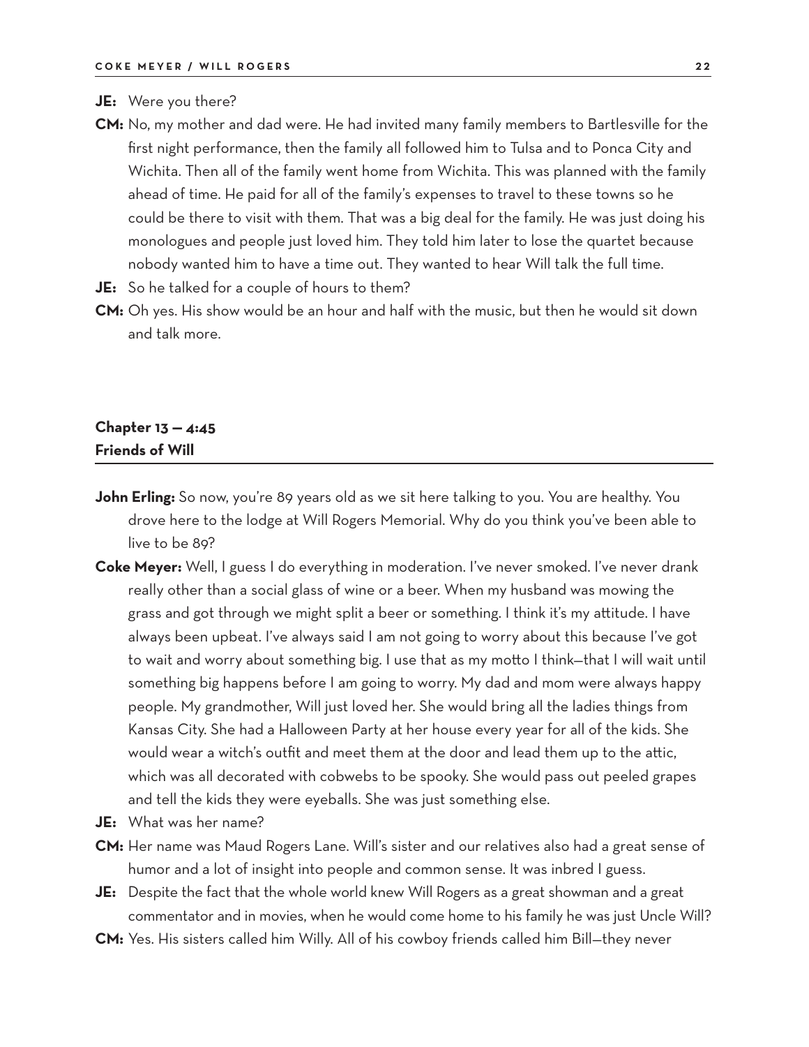**JE:** Were you there?

**CM:** No, my mother and dad were. He had invited many family members to Bartlesville for the first night performance, then the family all followed him to Tulsa and to Ponca City and Wichita. Then all of the family went home from Wichita. This was planned with the family ahead of time. He paid for all of the family's expenses to travel to these towns so he could be there to visit with them. That was a big deal for the family. He was just doing his monologues and people just loved him. They told him later to lose the quartet because nobody wanted him to have a time out. They wanted to hear Will talk the full time.

**JE:** So he talked for a couple of hours to them?

**CM:** Oh yes. His show would be an hour and half with the music, but then he would sit down and talk more.

## Chapter 13 — 4:45
## Friends of Will

**John Erling:** So now, you're 89 years old as we sit here talking to you. You are healthy. You drove here to the lodge at Will Rogers Memorial. Why do you think you've been able to live to be 89?

**Coke Meyer:** Well, I guess I do everything in moderation. I've never smoked. I've never drank really other than a social glass of wine or a beer. When my husband was mowing the grass and got through we might split a beer or something. I think it's my attitude. I have always been upbeat. I've always said I am not going to worry about this because I've got to wait and worry about something big. I use that as my motto I think—that I will wait until something big happens before I am going to worry. My dad and mom were always happy people. My grandmother, Will just loved her. She would bring all the ladies things from Kansas City. She had a Halloween Party at her house every year for all of the kids. She would wear a witch's outfit and meet them at the door and lead them up to the attic, which was all decorated with cobwebs to be spooky. She would pass out peeled grapes and tell the kids they were eyeballs. She was just something else.

**JE:** What was her name?

**CM:** Her name was Maud Rogers Lane. Will's sister and our relatives also had a great sense of humor and a lot of insight into people and common sense. It was inbred I guess.

**JE:** Despite the fact that the whole world knew Will Rogers as a great showman and a great commentator and in movies, when he would come home to his family he was just Uncle Will?

**CM:** Yes. His sisters called him Willy. All of his cowboy friends called him Bill—they never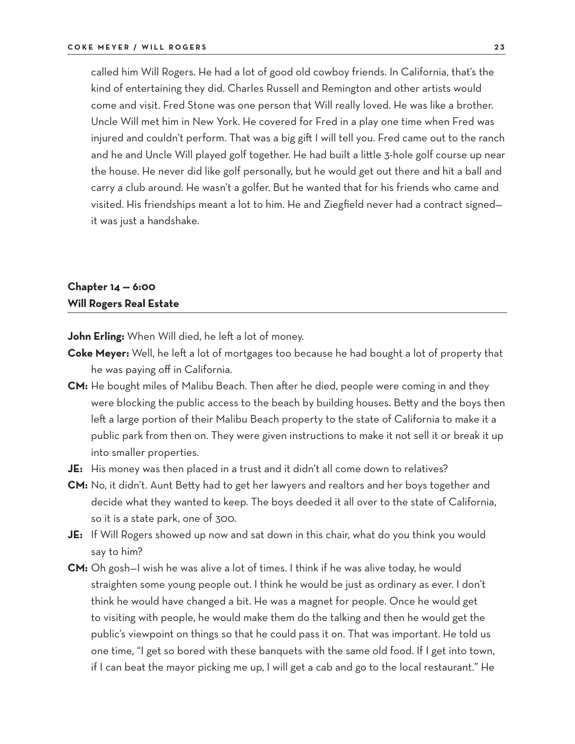called him Will Rogers. He had a lot of good old cowboy friends. In California, that's the kind of entertaining they did. Charles Russell and Remington and other artists would come and visit. Fred Stone was one person that Will really loved. He was like a brother. Uncle Will met him in New York. He covered for Fred in a play one time when Fred was injured and couldn't perform. That was a big gift I will tell you. Fred came out to the ranch and he and Uncle Will played golf together. He had built a little 3-hole golf course up near the house. He never did like golf personally, but he would get out there and hit a ball and carry a club around. He wasn't a golfer. But he wanted that for his friends who came and visited. His friendships meant a lot to him. He and Ziegfield never had a contract signed—it was just a handshake.

## Chapter 14 — 6:00
## Will Rogers Real Estate

**John Erling:** When Will died, he left a lot of money.

**Coke Meyer:** Well, he left a lot of mortgages too because he had bought a lot of property that he was paying off in California.

**CM:** He bought miles of Malibu Beach. Then after he died, people were coming in and they were blocking the public access to the beach by building houses. Betty and the boys then left a large portion of their Malibu Beach property to the state of California to make it a public park from then on. They were given instructions to make it not sell it or break it up into smaller properties.

**JE:** His money was then placed in a trust and it didn't all come down to relatives?

**CM:** No, it didn't. Aunt Betty had to get her lawyers and realtors and her boys together and decide what they wanted to keep. The boys deeded it all over to the state of California, so it is a state park, one of 300.

**JE:** If Will Rogers showed up now and sat down in this chair, what do you think you would say to him?

**CM:** Oh gosh—I wish he was alive a lot of times. I think if he was alive today, he would straighten some young people out. I think he would be just as ordinary as ever. I don't think he would have changed a bit. He was a magnet for people. Once he would get to visiting with people, he would make them do the talking and then he would get the public's viewpoint on things so that he could pass it on. That was important. He told us one time, "I get so bored with these banquets with the same old food. If I get into town, if I can beat the mayor picking me up, I will get a cab and go to the local restaurant." He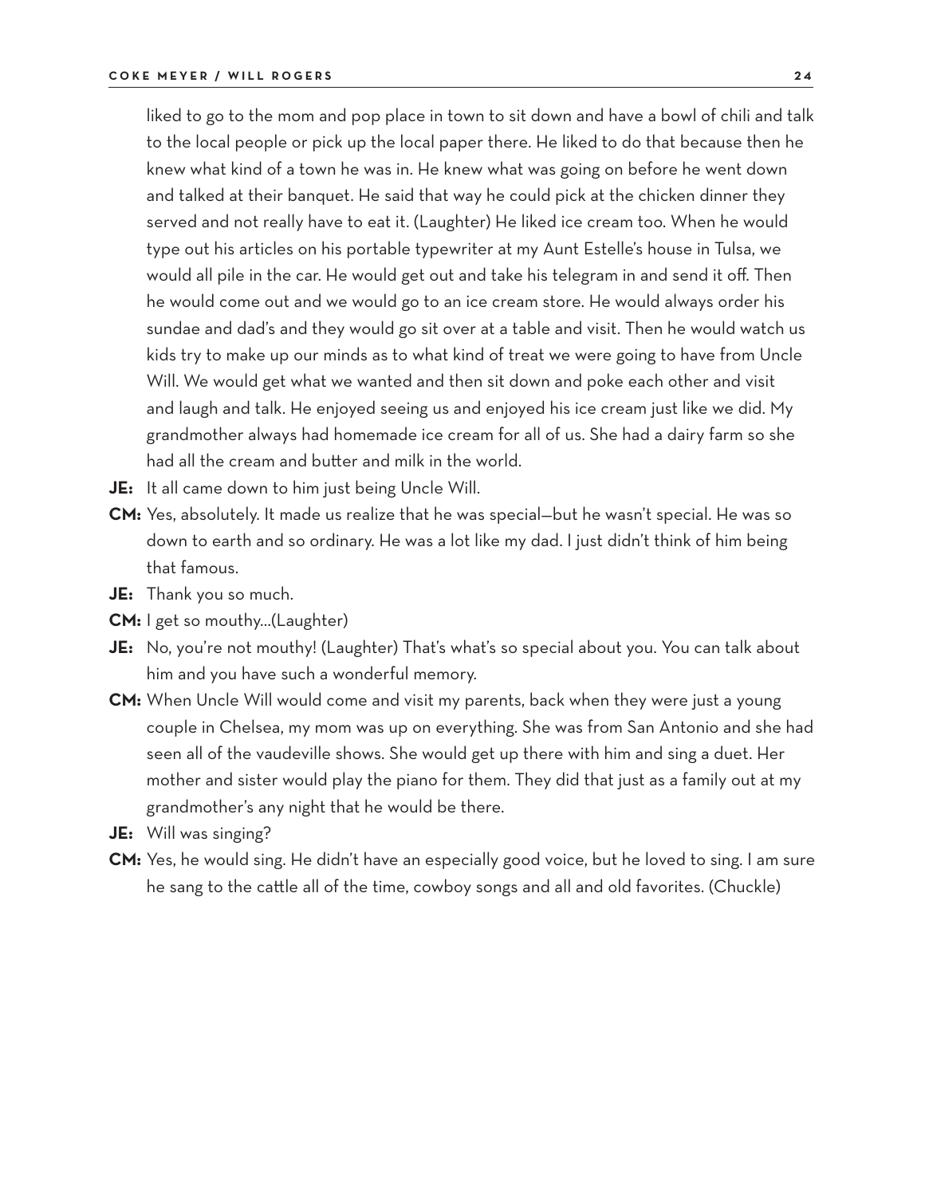liked to go to the mom and pop place in town to sit down and have a bowl of chili and talk to the local people or pick up the local paper there. He liked to do that because then he knew what kind of a town he was in. He knew what was going on before he went down and talked at their banquet. He said that way he could pick at the chicken dinner they served and not really have to eat it. (Laughter) He liked ice cream too. When he would type out his articles on his portable typewriter at my Aunt Estelle's house in Tulsa, we would all pile in the car. He would get out and take his telegram in and send it off. Then he would come out and we would go to an ice cream store. He would always order his sundae and dad's and they would go sit over at a table and visit. Then he would watch us kids try to make up our minds as to what kind of treat we were going to have from Uncle Will. We would get what we wanted and then sit down and poke each other and visit and laugh and talk. He enjoyed seeing us and enjoyed his ice cream just like we did. My grandmother always had homemade ice cream for all of us. She had a dairy farm so she had all the cream and butter and milk in the world.

**JE:** It all came down to him just being Uncle Will.

**CM:** Yes, absolutely. It made us realize that he was special—but he wasn't special. He was so down to earth and so ordinary. He was a lot like my dad. I just didn't think of him being that famous.

**JE:** Thank you so much.

**CM:** I get so mouthy...(Laughter)

**JE:** No, you're not mouthy! (Laughter) That's what's so special about you. You can talk about him and you have such a wonderful memory.

**CM:** When Uncle Will would come and visit my parents, back when they were just a young couple in Chelsea, my mom was up on everything. She was from San Antonio and she had seen all of the vaudeville shows. She would get up there with him and sing a duet. Her mother and sister would play the piano for them. They did that just as a family out at my grandmother's any night that he would be there.

**JE:** Will was singing?

**CM:** Yes, he would sing. He didn't have an especially good voice, but he loved to sing. I am sure he sang to the cattle all of the time, cowboy songs and all and old favorites. (Chuckle)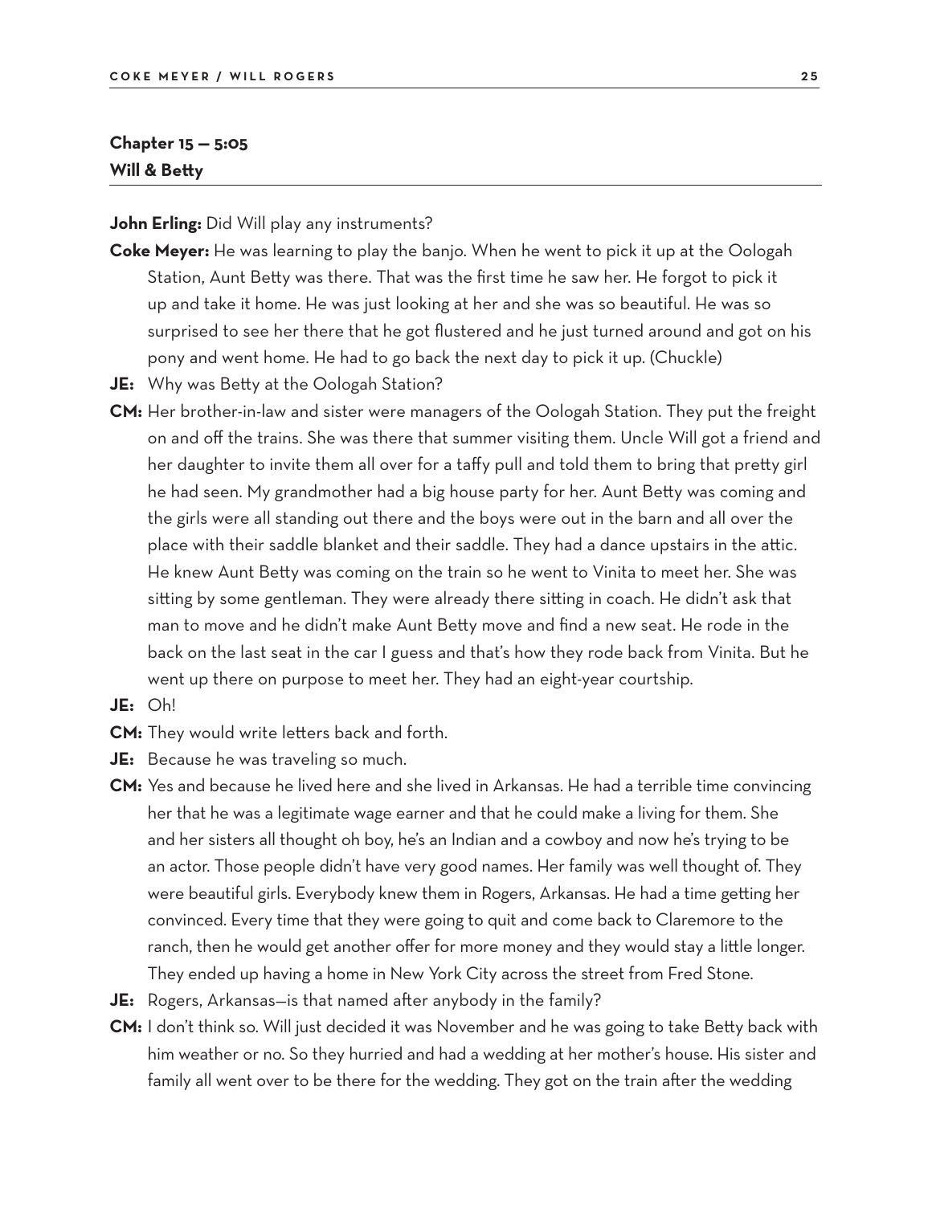## Chapter 15 — 5:05
## Will & Betty

**John Erling:** Did Will play any instruments?

**Coke Meyer:** He was learning to play the banjo. When he went to pick it up at the Oologah Station, Aunt Betty was there. That was the first time he saw her. He forgot to pick it up and take it home. He was just looking at her and she was so beautiful. He was so surprised to see her there that he got flustered and he just turned around and got on his pony and went home. He had to go back the next day to pick it up. (Chuckle)

**JE:** Why was Betty at the Oologah Station?

**CM:** Her brother-in-law and sister were managers of the Oologah Station. They put the freight on and off the trains. She was there that summer visiting them. Uncle Will got a friend and her daughter to invite them all over for a taffy pull and told them to bring that pretty girl he had seen. My grandmother had a big house party for her. Aunt Betty was coming and the girls were all standing out there and the boys were out in the barn and all over the place with their saddle blanket and their saddle. They had a dance upstairs in the attic. He knew Aunt Betty was coming on the train so he went to Vinita to meet her. She was sitting by some gentleman. They were already there sitting in coach. He didn't ask that man to move and he didn't make Aunt Betty move and find a new seat. He rode in the back on the last seat in the car I guess and that's how they rode back from Vinita. But he went up there on purpose to meet her. They had an eight-year courtship.

**JE:** Oh!

**CM:** They would write letters back and forth.

**JE:** Because he was traveling so much.

**CM:** Yes and because he lived here and she lived in Arkansas. He had a terrible time convincing her that he was a legitimate wage earner and that he could make a living for them. She and her sisters all thought oh boy, he's an Indian and a cowboy and now he's trying to be an actor. Those people didn't have very good names. Her family was well thought of. They were beautiful girls. Everybody knew them in Rogers, Arkansas. He had a time getting her convinced. Every time that they were going to quit and come back to Claremore to the ranch, then he would get another offer for more money and they would stay a little longer. They ended up having a home in New York City across the street from Fred Stone.

**JE:** Rogers, Arkansas—is that named after anybody in the family?

**CM:** I don't think so. Will just decided it was November and he was going to take Betty back with him weather or no. So they hurried and had a wedding at her mother's house. His sister and family all went over to be there for the wedding. They got on the train after the wedding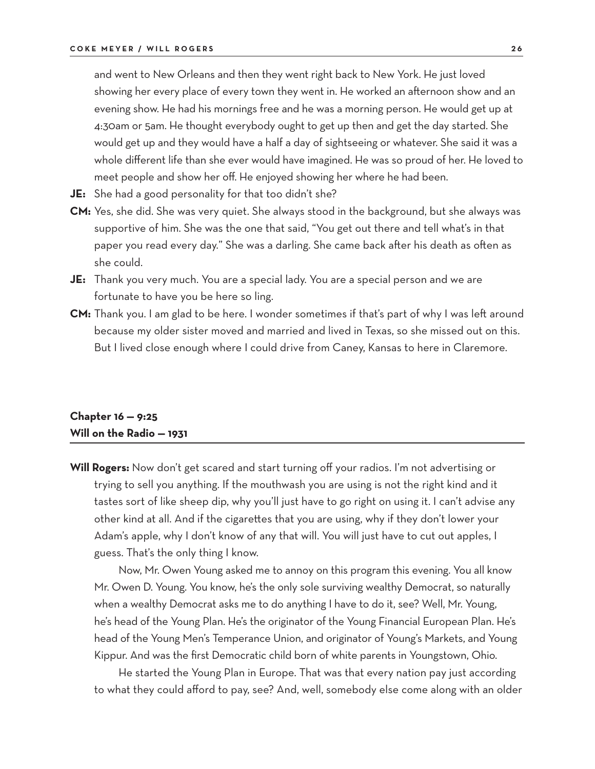and went to New Orleans and then they went right back to New York. He just loved showing her every place of every town they went in. He worked an afternoon show and an evening show. He had his mornings free and he was a morning person. He would get up at 4:30am or 5am. He thought everybody ought to get up then and get the day started. She would get up and they would have a half a day of sightseeing or whatever. She said it was a whole different life than she ever would have imagined. He was so proud of her. He loved to meet people and show her off. He enjoyed showing her where he had been.

**JE:** She had a good personality for that too didn't she?

**CM:** Yes, she did. She was very quiet. She always stood in the background, but she always was supportive of him. She was the one that said, "You get out there and tell what's in that paper you read every day." She was a darling. She came back after his death as often as she could.

**JE:** Thank you very much. You are a special lady. You are a special person and we are fortunate to have you be here so ling.

**CM:** Thank you. I am glad to be here. I wonder sometimes if that's part of why I was left around because my older sister moved and married and lived in Texas, so she missed out on this. But I lived close enough where I could drive from Caney, Kansas to here in Claremore.

## Chapter 16 — 9:25
## Will on the Radio — 1931

**Will Rogers:** Now don't get scared and start turning off your radios. I'm not advertising or trying to sell you anything. If the mouthwash you are using is not the right kind and it tastes sort of like sheep dip, why you'll just have to go right on using it. I can't advise any other kind at all. And if the cigarettes that you are using, why if they don't lower your Adam's apple, why I don't know of any that will. You will just have to cut out apples, I guess. That's the only thing I know.

Now, Mr. Owen Young asked me to annoy on this program this evening. You all know Mr. Owen D. Young. You know, he's the only sole surviving wealthy Democrat, so naturally when a wealthy Democrat asks me to do anything I have to do it, see? Well, Mr. Young, he's head of the Young Plan. He's the originator of the Young Financial European Plan. He's head of the Young Men's Temperance Union, and originator of Young's Markets, and Young Kippur. And was the first Democratic child born of white parents in Youngstown, Ohio.

He started the Young Plan in Europe. That was that every nation pay just according to what they could afford to pay, see? And, well, somebody else come along with an older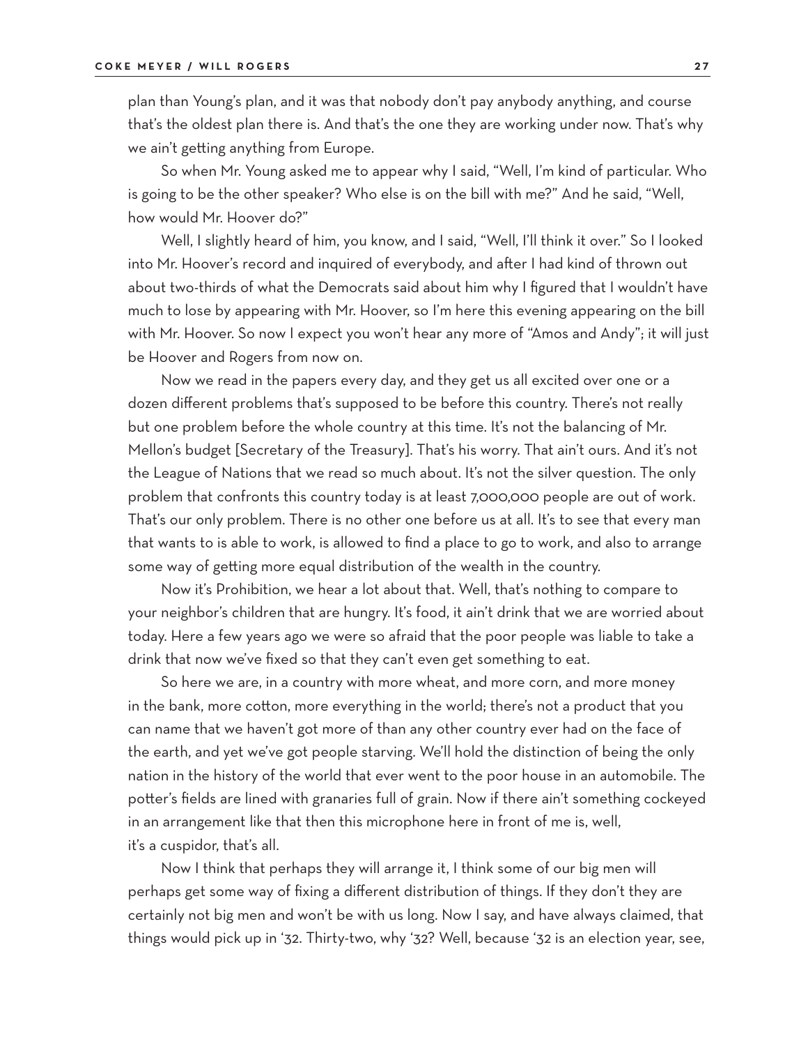plan than Young's plan, and it was that nobody don't pay anybody anything, and course that's the oldest plan there is. And that's the one they are working under now. That's why we ain't getting anything from Europe.

So when Mr. Young asked me to appear why I said, "Well, I'm kind of particular. Who is going to be the other speaker? Who else is on the bill with me?" And he said, "Well, how would Mr. Hoover do?"

Well, I slightly heard of him, you know, and I said, "Well, I'll think it over." So I looked into Mr. Hoover's record and inquired of everybody, and after I had kind of thrown out about two-thirds of what the Democrats said about him why I figured that I wouldn't have much to lose by appearing with Mr. Hoover, so I'm here this evening appearing on the bill with Mr. Hoover. So now I expect you won't hear any more of "Amos and Andy"; it will just be Hoover and Rogers from now on.

Now we read in the papers every day, and they get us all excited over one or a dozen different problems that's supposed to be before this country. There's not really but one problem before the whole country at this time. It's not the balancing of Mr. Mellon's budget [Secretary of the Treasury]. That's his worry. That ain't ours. And it's not the League of Nations that we read so much about. It's not the silver question. The only problem that confronts this country today is at least 7,000,000 people are out of work. That's our only problem. There is no other one before us at all. It's to see that every man that wants to is able to work, is allowed to find a place to go to work, and also to arrange some way of getting more equal distribution of the wealth in the country.

Now it's Prohibition, we hear a lot about that. Well, that's nothing to compare to your neighbor's children that are hungry. It's food, it ain't drink that we are worried about today. Here a few years ago we were so afraid that the poor people was liable to take a drink that now we've fixed so that they can't even get something to eat.

So here we are, in a country with more wheat, and more corn, and more money in the bank, more cotton, more everything in the world; there's not a product that you can name that we haven't got more of than any other country ever had on the face of the earth, and yet we've got people starving. We'll hold the distinction of being the only nation in the history of the world that ever went to the poor house in an automobile. The potter's fields are lined with granaries full of grain. Now if there ain't something cockeyed in an arrangement like that then this microphone here in front of me is, well, it's a cuspidor, that's all.

Now I think that perhaps they will arrange it, I think some of our big men will perhaps get some way of fixing a different distribution of things. If they don't they are certainly not big men and won't be with us long. Now I say, and have always claimed, that things would pick up in '32. Thirty-two, why '32? Well, because '32 is an election year, see,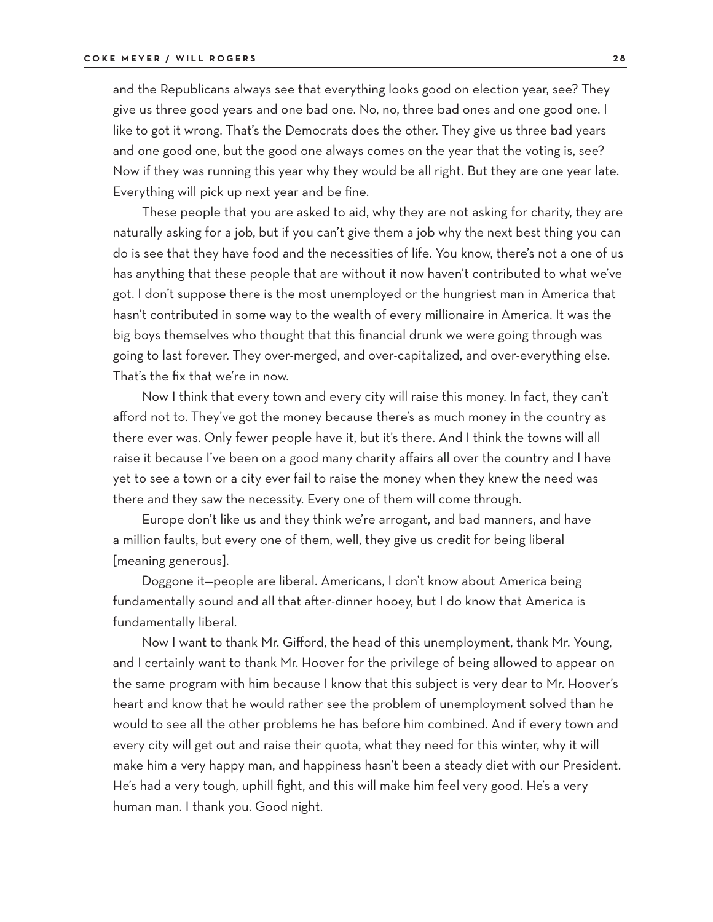and the Republicans always see that everything looks good on election year, see? They give us three good years and one bad one. No, no, three bad ones and one good one. I like to got it wrong. That's the Democrats does the other. They give us three bad years and one good one, but the good one always comes on the year that the voting is, see? Now if they was running this year why they would be all right. But they are one year late. Everything will pick up next year and be fine.

These people that you are asked to aid, why they are not asking for charity, they are naturally asking for a job, but if you can't give them a job why the next best thing you can do is see that they have food and the necessities of life. You know, there's not a one of us has anything that these people that are without it now haven't contributed to what we've got. I don't suppose there is the most unemployed or the hungriest man in America that hasn't contributed in some way to the wealth of every millionaire in America. It was the big boys themselves who thought that this financial drunk we were going through was going to last forever. They over-merged, and over-capitalized, and over-everything else. That's the fix that we're in now.

Now I think that every town and every city will raise this money. In fact, they can't afford not to. They've got the money because there's as much money in the country as there ever was. Only fewer people have it, but it's there. And I think the towns will all raise it because I've been on a good many charity affairs all over the country and I have yet to see a town or a city ever fail to raise the money when they knew the need was there and they saw the necessity. Every one of them will come through.

Europe don't like us and they think we're arrogant, and bad manners, and have a million faults, but every one of them, well, they give us credit for being liberal [meaning generous].

Doggone it—people are liberal. Americans, I don't know about America being fundamentally sound and all that after-dinner hooey, but I do know that America is fundamentally liberal.

Now I want to thank Mr. Gifford, the head of this unemployment, thank Mr. Young, and I certainly want to thank Mr. Hoover for the privilege of being allowed to appear on the same program with him because I know that this subject is very dear to Mr. Hoover's heart and know that he would rather see the problem of unemployment solved than he would to see all the other problems he has before him combined. And if every town and every city will get out and raise their quota, what they need for this winter, why it will make him a very happy man, and happiness hasn't been a steady diet with our President. He's had a very tough, uphill fight, and this will make him feel very good. He's a very human man. I thank you. Good night.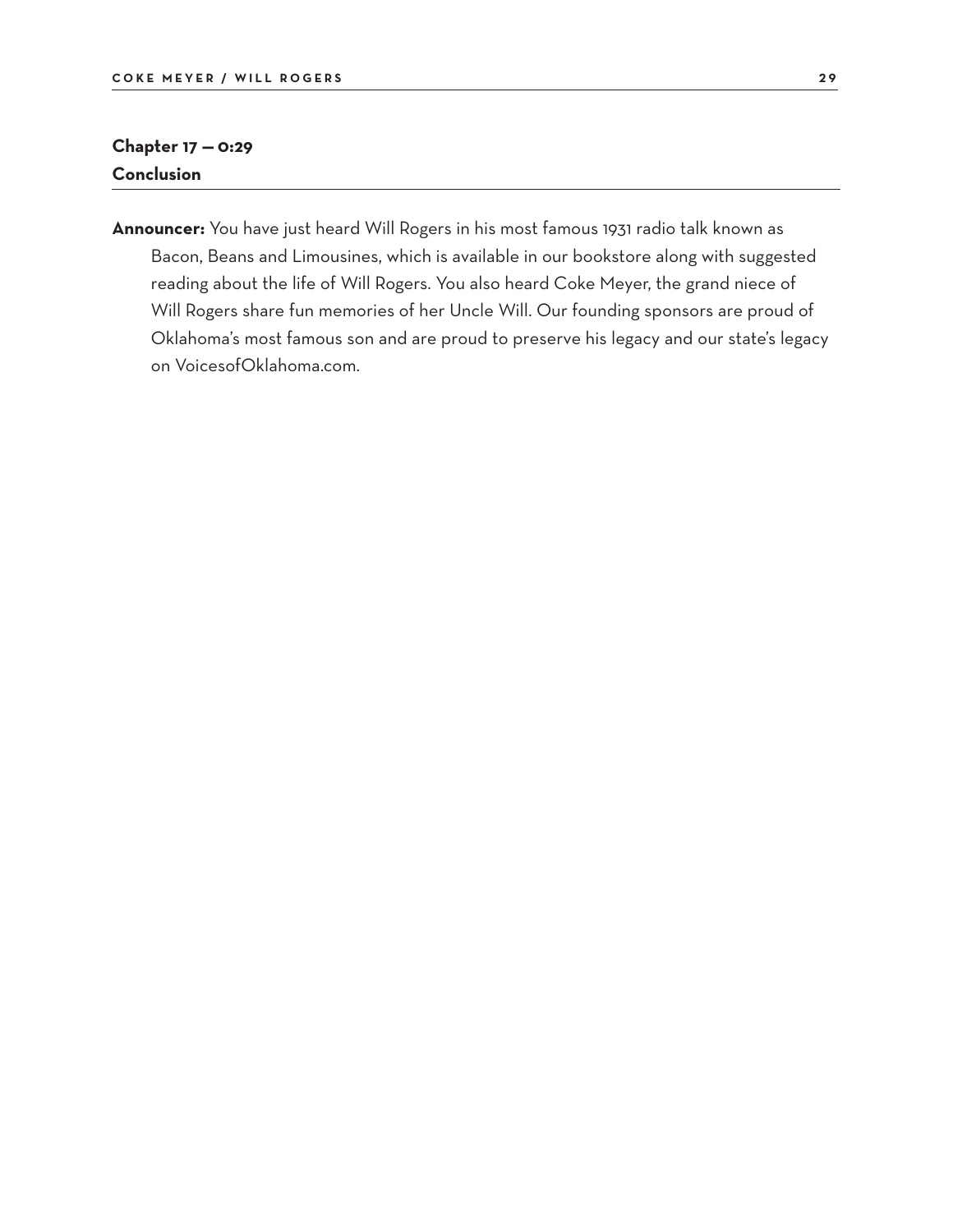## Chapter 17 — 0:29
## Conclusion

**Announcer:** You have just heard Will Rogers in his most famous 1931 radio talk known as Bacon, Beans and Limousines, which is available in our bookstore along with suggested reading about the life of Will Rogers. You also heard Coke Meyer, the grand niece of Will Rogers share fun memories of her Uncle Will. Our founding sponsors are proud of Oklahoma's most famous son and are proud to preserve his legacy and our state's legacy on VoicesofOklahoma.com.